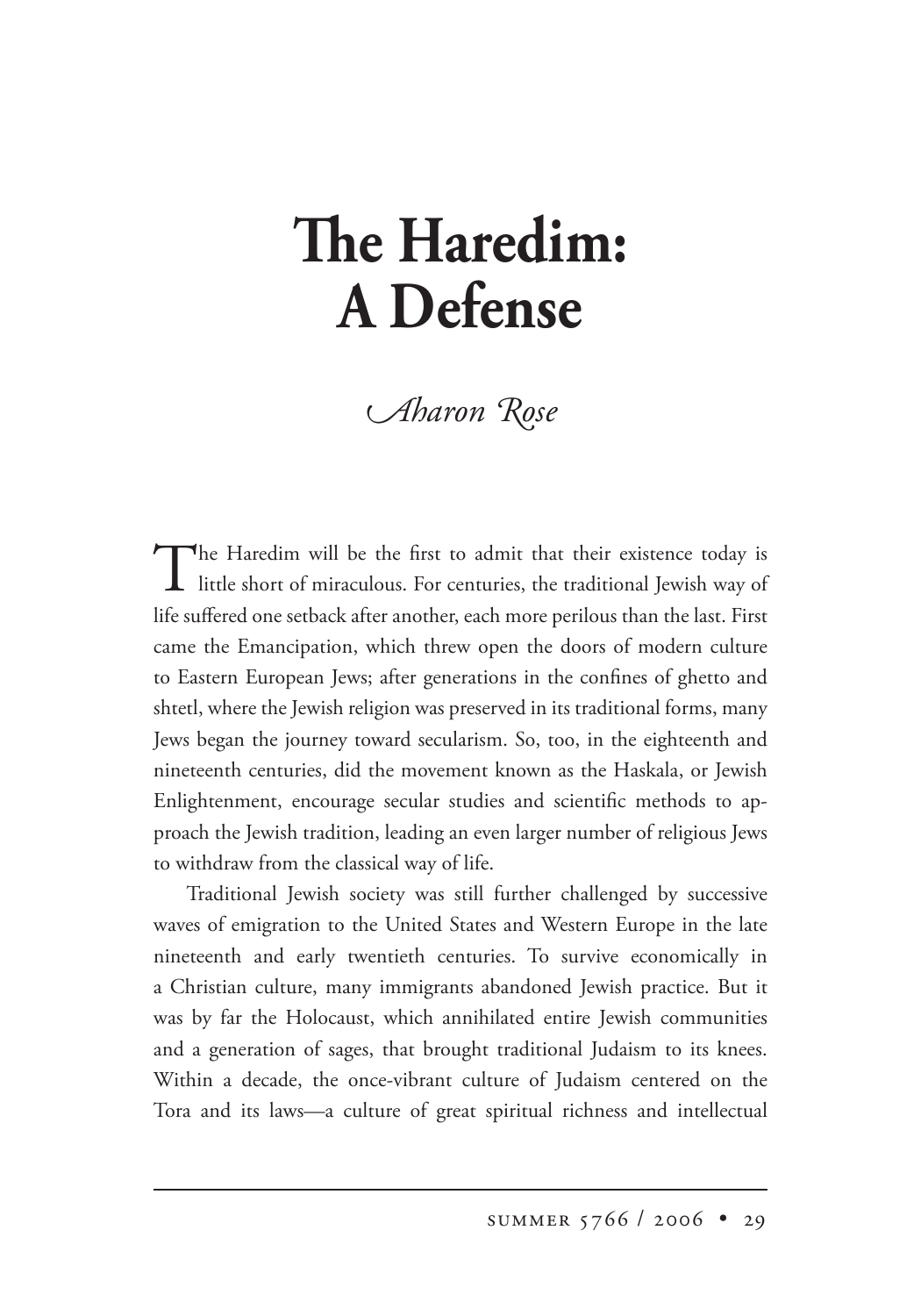# The Haredim: A Defense

*Aharon Rose*

The Haredim will be the first to admit that their existence today is little short of miraculous. For centuries, the traditional Jewish way of life suffered one setback after another, each more perilous than the last. First came the Emancipation, which threw open the doors of modern culture to Eastern European Jews; after generations in the confines of ghetto and shtetl, where the Jewish religion was preserved in its traditional forms, many Jews began the journey toward secularism. So, too, in the eighteenth and nineteenth centuries, did the movement known as the Haskala, or Jewish Enlightenment, encourage secular studies and scientific methods to approach the Jewish tradition, leading an even larger number of religious Jews to withdraw from the classical way of life.

Traditional Jewish society was still further challenged by successive waves of emigration to the United States and Western Europe in the late nineteenth and early twentieth centuries. To survive economically in a Christian culture, many immigrants abandoned Jewish practice. But it was by far the Holocaust, which annihilated entire Jewish communities and a generation of sages, that brought traditional Judaism to its knees. Within a decade, the once-vibrant culture of Judaism centered on the Tora and its laws—a culture of great spiritual richness and intellectual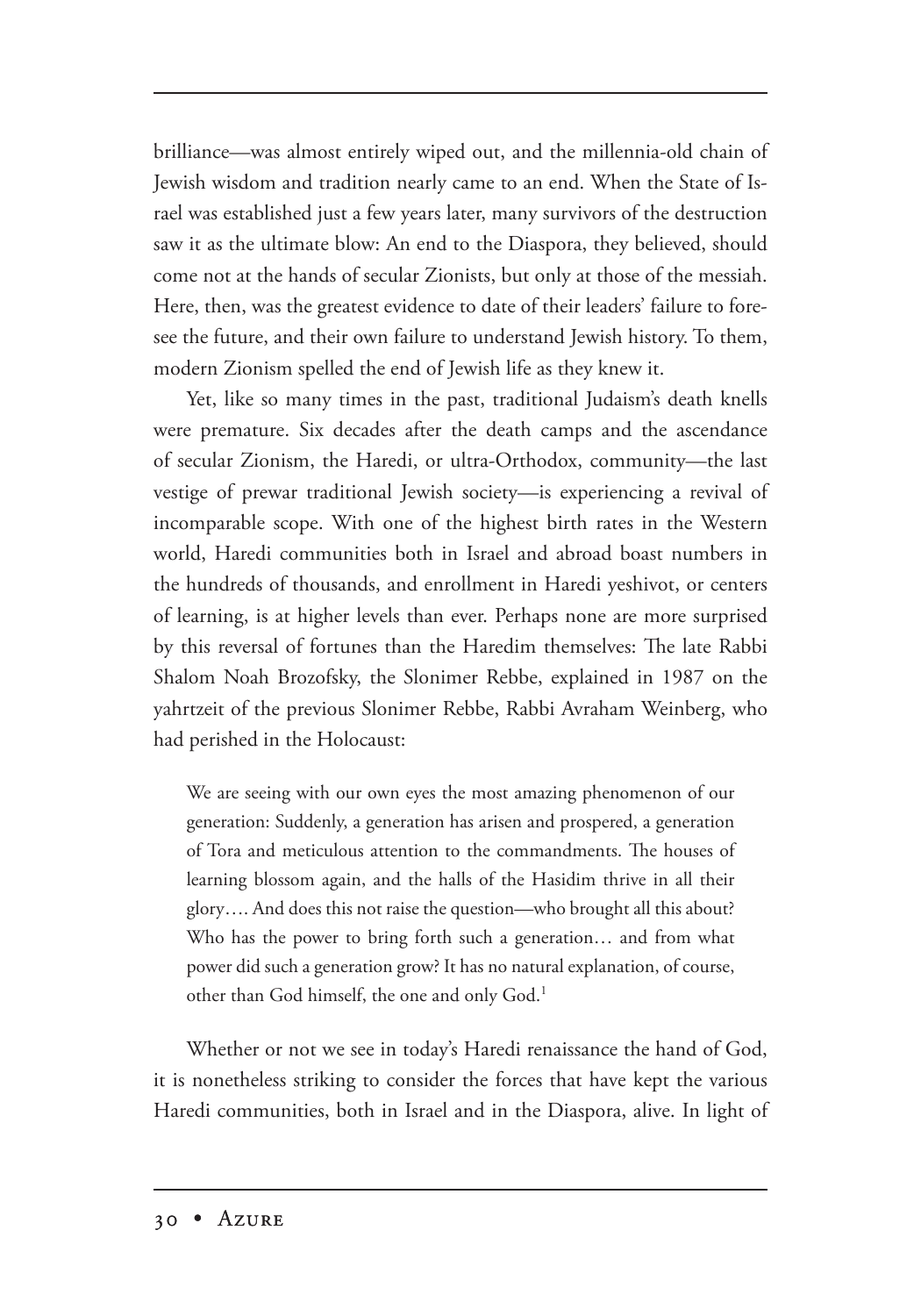brilliance—was almost entirely wiped out, and the millennia-old chain of Jewish wisdom and tradition nearly came to an end. When the State of Israel was established just a few years later, many survivors of the destruction saw it as the ultimate blow: An end to the Diaspora, they believed, should come not at the hands of secular Zionists, but only at those of the messiah. Here, then, was the greatest evidence to date of their leaders' failure to foresee the future, and their own failure to understand Jewish history. To them, modern Zionism spelled the end of Jewish life as they knew it.

Yet, like so many times in the past, traditional Judaism's death knells were premature. Six decades after the death camps and the ascendance of secular Zionism, the Haredi, or ultra-Orthodox, community—the last vestige of prewar traditional Jewish society—is experiencing a revival of incomparable scope. With one of the highest birth rates in the Western world, Haredi communities both in Israel and abroad boast numbers in the hundreds of thousands, and enrollment in Haredi yeshivot, or centers of learning, is at higher levels than ever. Perhaps none are more surprised by this reversal of fortunes than the Haredim themselves: The late Rabbi Shalom Noah Brozofsky, the Slonimer Rebbe, explained in 1987 on the yahrtzeit of the previous Slonimer Rebbe, Rabbi Avraham Weinberg, who had perished in the Holocaust:

> We are seeing with our own eyes the most amazing phenomenon of our generation: Suddenly, a generation has arisen and prospered, a generation of Tora and meticulous attention to the commandments. The houses of learning blossom again, and the halls of the Hasidim thrive in all their glory…. And does this not raise the question—who brought all this about? Who has the power to bring forth such a generation… and from what power did such a generation grow? It has no natural explanation, of course, other than God himself, the one and only God.[1]

Whether or not we see in today's Haredi renaissance the hand of God, it is nonetheless striking to consider the forces that have kept the various Haredi communities, both in Israel and in the Diaspora, alive. In light of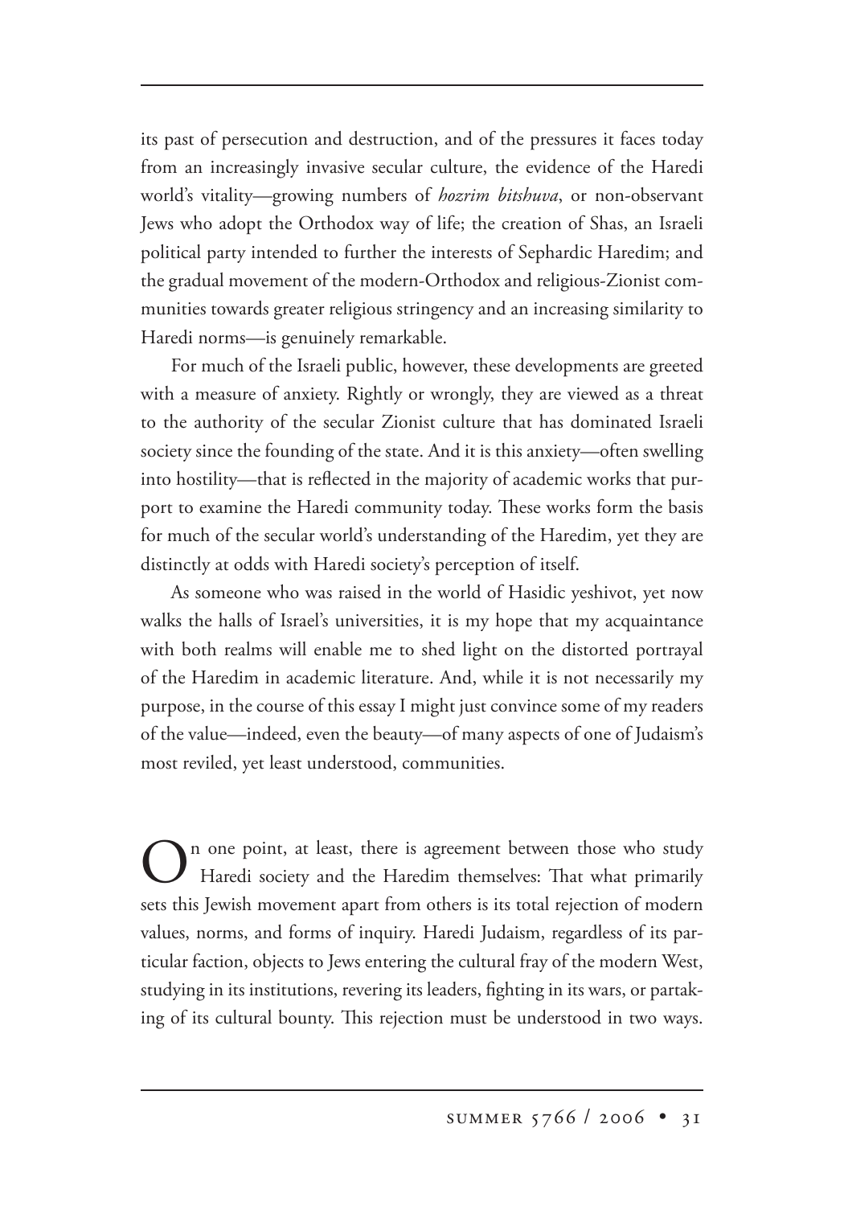its past of persecution and destruction, and of the pressures it faces today from an increasingly invasive secular culture, the evidence of the Haredi world's vitality—growing numbers of *hozrim bitshuva*, or non-observant Jews who adopt the Orthodox way of life; the creation of Shas, an Israeli political party intended to further the interests of Sephardic Haredim; and the gradual movement of the modern-Orthodox and religious-Zionist communities towards greater religious stringency and an increasing similarity to Haredi norms—is genuinely remarkable.

For much of the Israeli public, however, these developments are greeted with a measure of anxiety. Rightly or wrongly, they are viewed as a threat to the authority of the secular Zionist culture that has dominated Israeli society since the founding of the state. And it is this anxiety—often swelling into hostility—that is reflected in the majority of academic works that purport to examine the Haredi community today. These works form the basis for much of the secular world's understanding of the Haredim, yet they are distinctly at odds with Haredi society's perception of itself.

As someone who was raised in the world of Hasidic yeshivot, yet now walks the halls of Israel's universities, it is my hope that my acquaintance with both realms will enable me to shed light on the distorted portrayal of the Haredim in academic literature. And, while it is not necessarily my purpose, in the course of this essay I might just convince some of my readers of the value—indeed, even the beauty—of many aspects of one of Judaism's most reviled, yet least understood, communities.

On one point, at least, there is agreement between those who study Haredi society and the Haredim themselves: That what primarily sets this Jewish movement apart from others is its total rejection of modern values, norms, and forms of inquiry. Haredi Judaism, regardless of its particular faction, objects to Jews entering the cultural fray of the modern West, studying in its institutions, revering its leaders, fighting in its wars, or partaking of its cultural bounty. This rejection must be understood in two ways.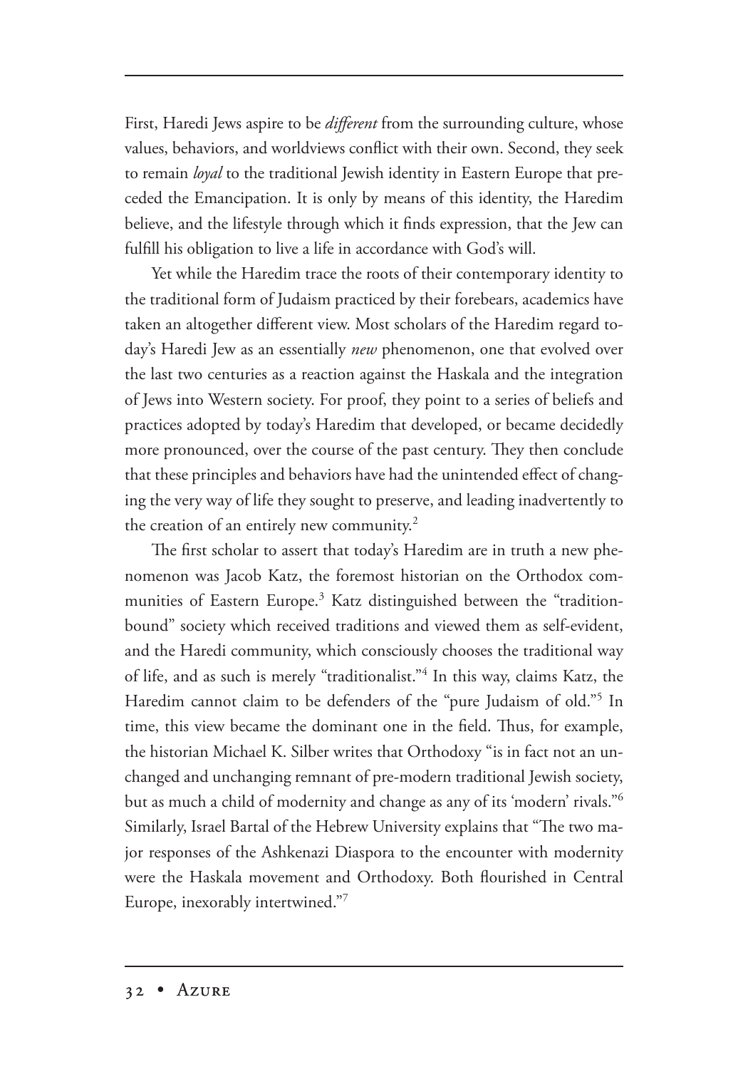First, Haredi Jews aspire to be *different* from the surrounding culture, whose values, behaviors, and worldviews conflict with their own. Second, they seek to remain *loyal* to the traditional Jewish identity in Eastern Europe that preceded the Emancipation. It is only by means of this identity, the Haredim believe, and the lifestyle through which it finds expression, that the Jew can fulfill his obligation to live a life in accordance with God's will.

Yet while the Haredim trace the roots of their contemporary identity to the traditional form of Judaism practiced by their forebears, academics have taken an altogether different view. Most scholars of the Haredim regard today's Haredi Jew as an essentially *new* phenomenon, one that evolved over the last two centuries as a reaction against the Haskala and the integration of Jews into Western society. For proof, they point to a series of beliefs and practices adopted by today's Haredim that developed, or became decidedly more pronounced, over the course of the past century. They then conclude that these principles and behaviors have had the unintended effect of changing the very way of life they sought to preserve, and leading inadvertently to the creation of an entirely new community.[2]

The first scholar to assert that today's Haredim are in truth a new phenomenon was Jacob Katz, the foremost historian on the Orthodox communities of Eastern Europe.[3] Katz distinguished between the "tradition-bound" society which received traditions and viewed them as self-evident, and the Haredi community, which consciously chooses the traditional way of life, and as such is merely "traditionalist."[4] In this way, claims Katz, the Haredim cannot claim to be defenders of the "pure Judaism of old."[5] In time, this view became the dominant one in the field. Thus, for example, the historian Michael K. Silber writes that Orthodoxy "is in fact not an unchanged and unchanging remnant of pre-modern traditional Jewish society, but as much a child of modernity and change as any of its 'modern' rivals."[6] Similarly, Israel Bartal of the Hebrew University explains that "The two major responses of the Ashkenazi Diaspora to the encounter with modernity were the Haskala movement and Orthodoxy. Both flourished in Central Europe, inexorably intertwined."[7]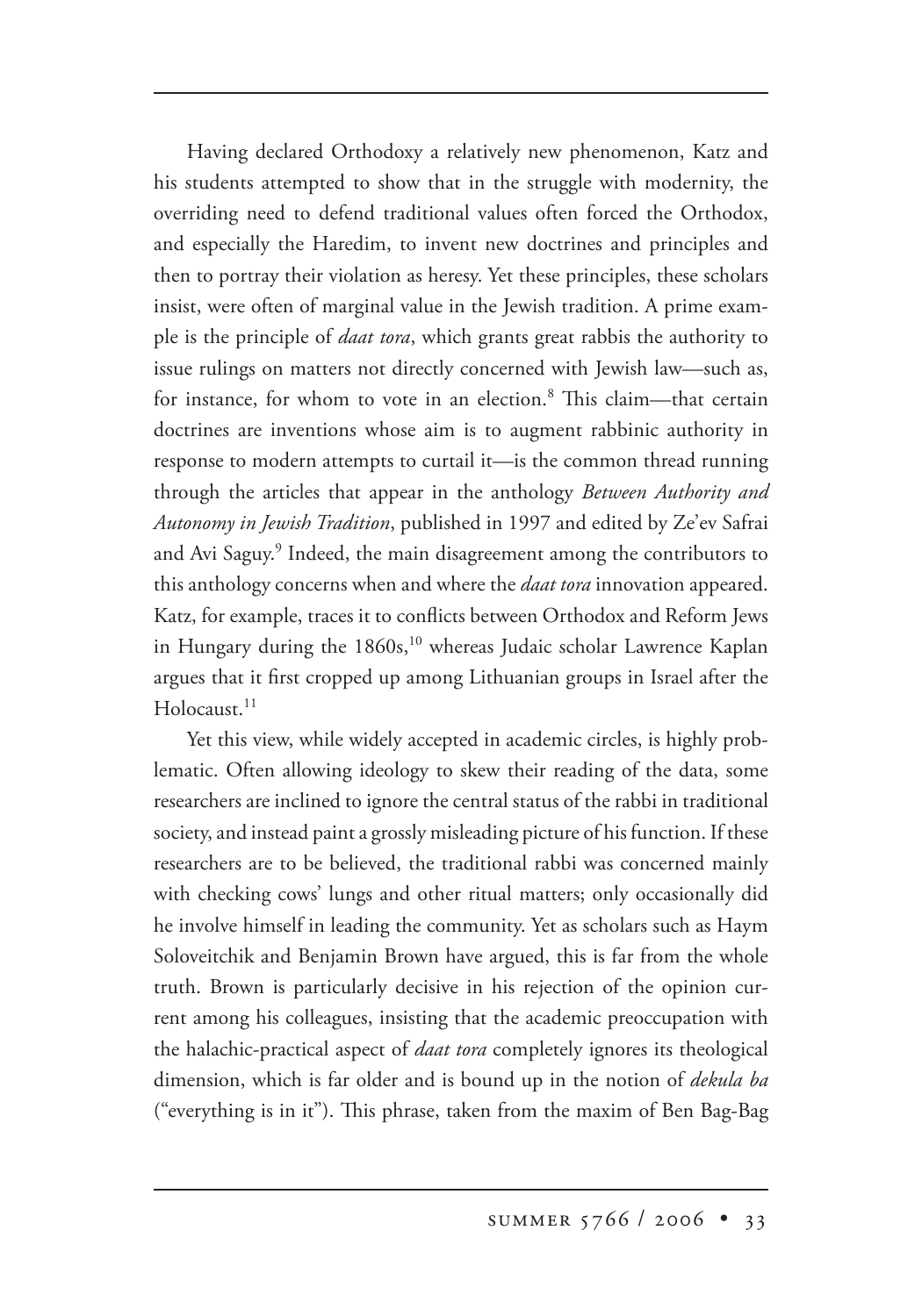Having declared Orthodoxy a relatively new phenomenon, Katz and his students attempted to show that in the struggle with modernity, the overriding need to defend traditional values often forced the Orthodox, and especially the Haredim, to invent new doctrines and principles and then to portray their violation as heresy. Yet these principles, these scholars insist, were often of marginal value in the Jewish tradition. A prime example is the principle of *daat tora*, which grants great rabbis the authority to issue rulings on matters not directly concerned with Jewish law—such as, for instance, for whom to vote in an election.[8] This claim—that certain doctrines are inventions whose aim is to augment rabbinic authority in response to modern attempts to curtail it—is the common thread running through the articles that appear in the anthology *Between Authority and Autonomy in Jewish Tradition*, published in 1997 and edited by Ze'ev Safrai and Avi Saguy.[9] Indeed, the main disagreement among the contributors to this anthology concerns when and where the *daat tora* innovation appeared. Katz, for example, traces it to conflicts between Orthodox and Reform Jews in Hungary during the 1860s,[10] whereas Judaic scholar Lawrence Kaplan argues that it first cropped up among Lithuanian groups in Israel after the Holocaust.[11]

Yet this view, while widely accepted in academic circles, is highly problematic. Often allowing ideology to skew their reading of the data, some researchers are inclined to ignore the central status of the rabbi in traditional society, and instead paint a grossly misleading picture of his function. If these researchers are to be believed, the traditional rabbi was concerned mainly with checking cows' lungs and other ritual matters; only occasionally did he involve himself in leading the community. Yet as scholars such as Haym Soloveitchik and Benjamin Brown have argued, this is far from the whole truth. Brown is particularly decisive in his rejection of the opinion current among his colleagues, insisting that the academic preoccupation with the halachic-practical aspect of *daat tora* completely ignores its theological dimension, which is far older and is bound up in the notion of *dekula ba* ("everything is in it"). This phrase, taken from the maxim of Ben Bag-Bag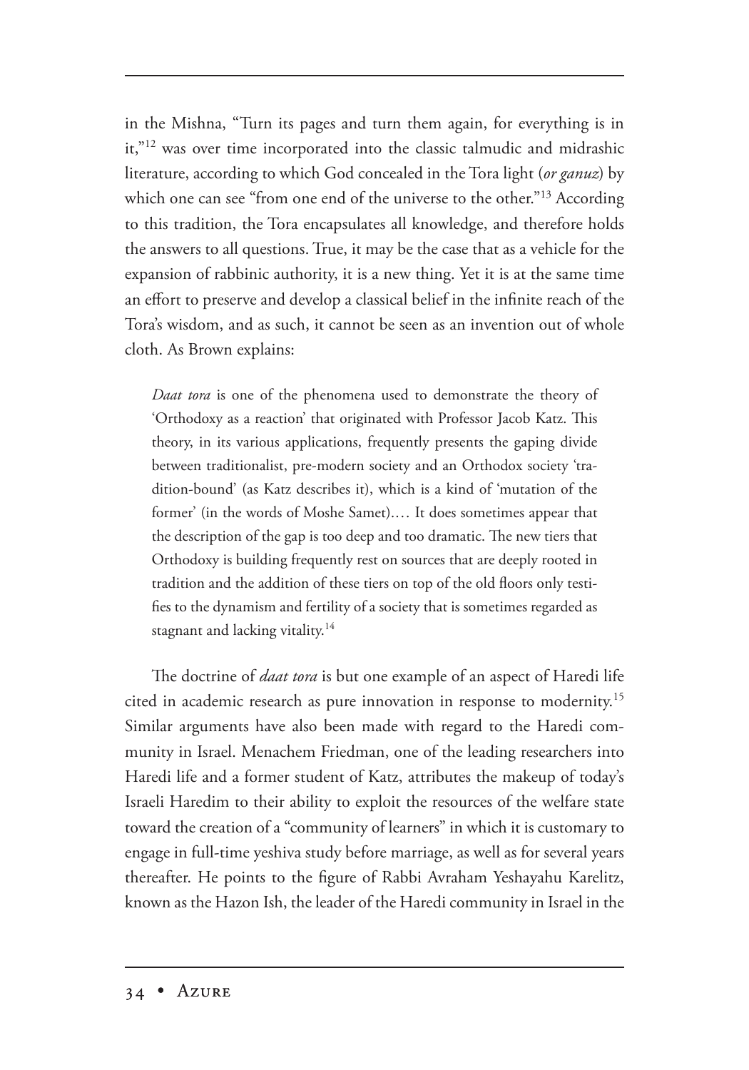in the Mishna, "Turn its pages and turn them again, for everything is in it,"[12] was over time incorporated into the classic talmudic and midrashic literature, according to which God concealed in the Tora light (*or ganuz*) by which one can see "from one end of the universe to the other."[13] According to this tradition, the Tora encapsulates all knowledge, and therefore holds the answers to all questions. True, it may be the case that as a vehicle for the expansion of rabbinic authority, it is a new thing. Yet it is at the same time an effort to preserve and develop a classical belief in the infinite reach of the Tora's wisdom, and as such, it cannot be seen as an invention out of whole cloth. As Brown explains:

> *Daat tora* is one of the phenomena used to demonstrate the theory of 'Orthodoxy as a reaction' that originated with Professor Jacob Katz. This theory, in its various applications, frequently presents the gaping divide between traditionalist, pre-modern society and an Orthodox society 'tradition-bound' (as Katz describes it), which is a kind of 'mutation of the former' (in the words of Moshe Samet).… It does sometimes appear that the description of the gap is too deep and too dramatic. The new tiers that Orthodoxy is building frequently rest on sources that are deeply rooted in tradition and the addition of these tiers on top of the old floors only testifies to the dynamism and fertility of a society that is sometimes regarded as stagnant and lacking vitality.[14]

The doctrine of *daat tora* is but one example of an aspect of Haredi life cited in academic research as pure innovation in response to modernity.[15] Similar arguments have also been made with regard to the Haredi community in Israel. Menachem Friedman, one of the leading researchers into Haredi life and a former student of Katz, attributes the makeup of today's Israeli Haredim to their ability to exploit the resources of the welfare state toward the creation of a "community of learners" in which it is customary to engage in full-time yeshiva study before marriage, as well as for several years thereafter. He points to the figure of Rabbi Avraham Yeshayahu Karelitz, known as the Hazon Ish, the leader of the Haredi community in Israel in the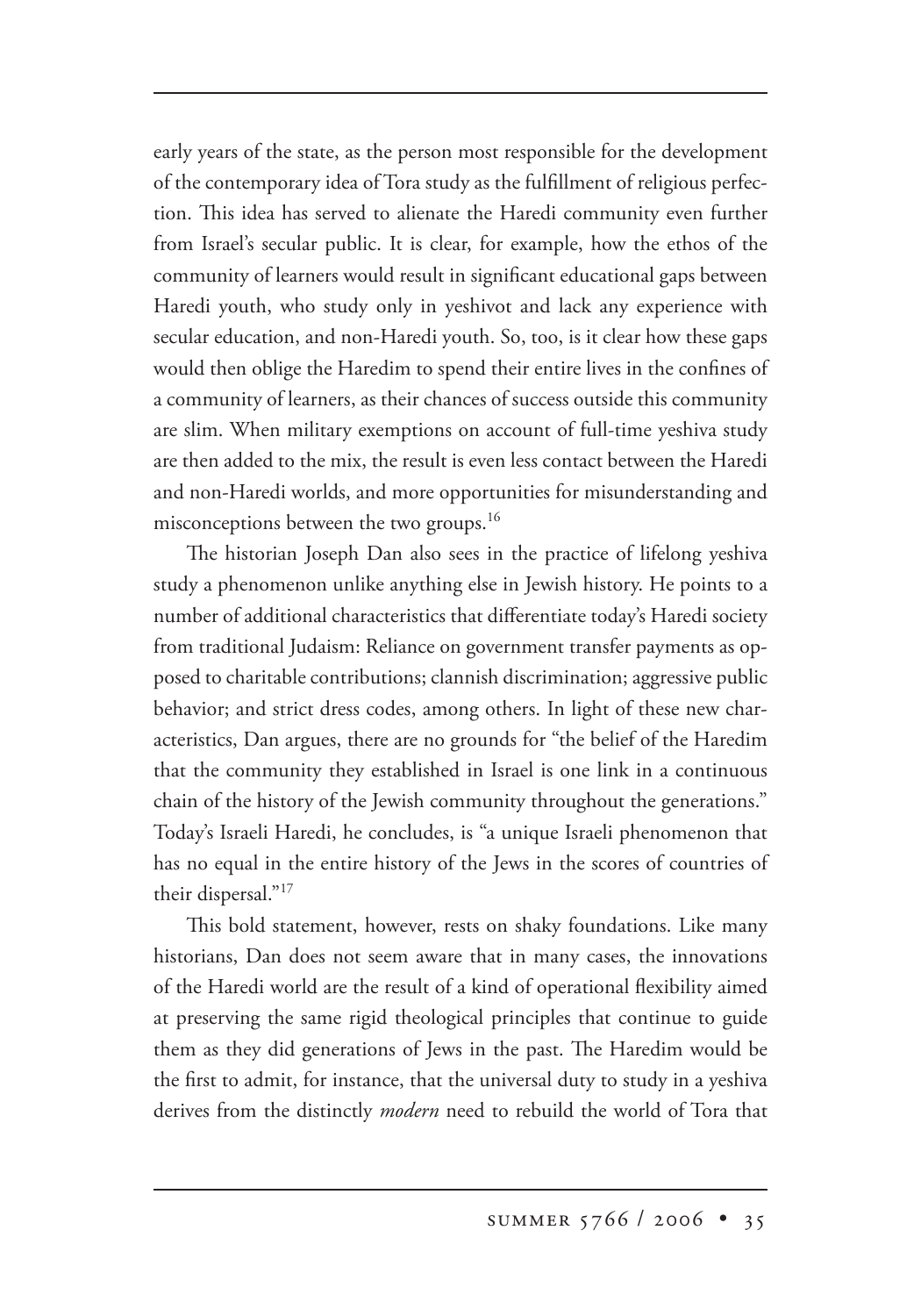early years of the state, as the person most responsible for the development of the contemporary idea of Tora study as the fulfillment of religious perfection. This idea has served to alienate the Haredi community even further from Israel's secular public. It is clear, for example, how the ethos of the community of learners would result in significant educational gaps between Haredi youth, who study only in yeshivot and lack any experience with secular education, and non-Haredi youth. So, too, is it clear how these gaps would then oblige the Haredim to spend their entire lives in the confines of a community of learners, as their chances of success outside this community are slim. When military exemptions on account of full-time yeshiva study are then added to the mix, the result is even less contact between the Haredi and non-Haredi worlds, and more opportunities for misunderstanding and misconceptions between the two groups.[16]

The historian Joseph Dan also sees in the practice of lifelong yeshiva study a phenomenon unlike anything else in Jewish history. He points to a number of additional characteristics that differentiate today's Haredi society from traditional Judaism: Reliance on government transfer payments as opposed to charitable contributions; clannish discrimination; aggressive public behavior; and strict dress codes, among others. In light of these new characteristics, Dan argues, there are no grounds for "the belief of the Haredim that the community they established in Israel is one link in a continuous chain of the history of the Jewish community throughout the generations." Today's Israeli Haredi, he concludes, is "a unique Israeli phenomenon that has no equal in the entire history of the Jews in the scores of countries of their dispersal."[17]

This bold statement, however, rests on shaky foundations. Like many historians, Dan does not seem aware that in many cases, the innovations of the Haredi world are the result of a kind of operational flexibility aimed at preserving the same rigid theological principles that continue to guide them as they did generations of Jews in the past. The Haredim would be the first to admit, for instance, that the universal duty to study in a yeshiva derives from the distinctly *modern* need to rebuild the world of Tora that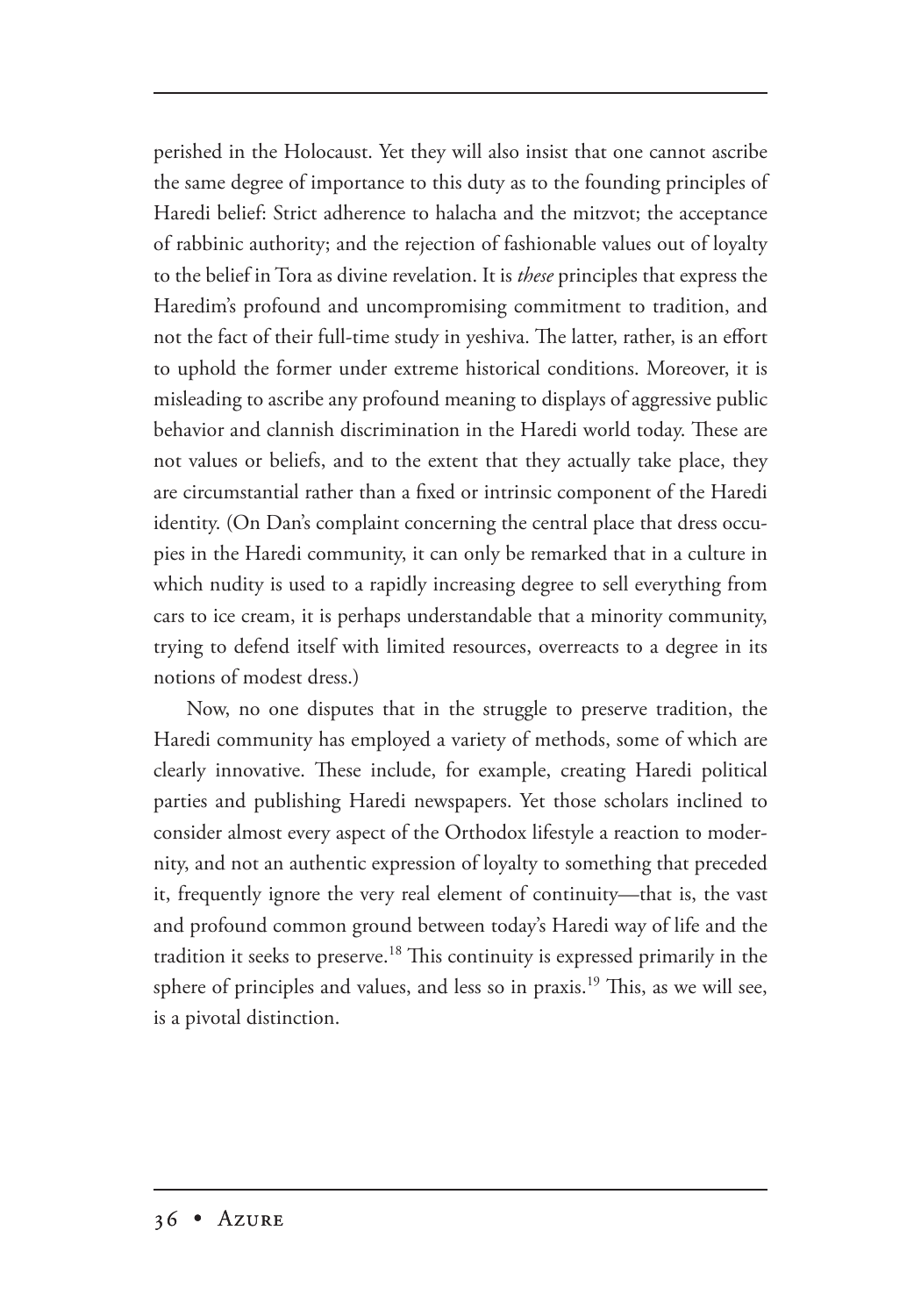perished in the Holocaust. Yet they will also insist that one cannot ascribe the same degree of importance to this duty as to the founding principles of Haredi belief: Strict adherence to halacha and the mitzvot; the acceptance of rabbinic authority; and the rejection of fashionable values out of loyalty to the belief in Tora as divine revelation. It is *these* principles that express the Haredim's profound and uncompromising commitment to tradition, and not the fact of their full-time study in yeshiva. The latter, rather, is an effort to uphold the former under extreme historical conditions. Moreover, it is misleading to ascribe any profound meaning to displays of aggressive public behavior and clannish discrimination in the Haredi world today. These are not values or beliefs, and to the extent that they actually take place, they are circumstantial rather than a fixed or intrinsic component of the Haredi identity. (On Dan's complaint concerning the central place that dress occupies in the Haredi community, it can only be remarked that in a culture in which nudity is used to a rapidly increasing degree to sell everything from cars to ice cream, it is perhaps understandable that a minority community, trying to defend itself with limited resources, overreacts to a degree in its notions of modest dress.)

Now, no one disputes that in the struggle to preserve tradition, the Haredi community has employed a variety of methods, some of which are clearly innovative. These include, for example, creating Haredi political parties and publishing Haredi newspapers. Yet those scholars inclined to consider almost every aspect of the Orthodox lifestyle a reaction to modernity, and not an authentic expression of loyalty to something that preceded it, frequently ignore the very real element of continuity—that is, the vast and profound common ground between today's Haredi way of life and the tradition it seeks to preserve.[18] This continuity is expressed primarily in the sphere of principles and values, and less so in praxis.[19] This, as we will see, is a pivotal distinction.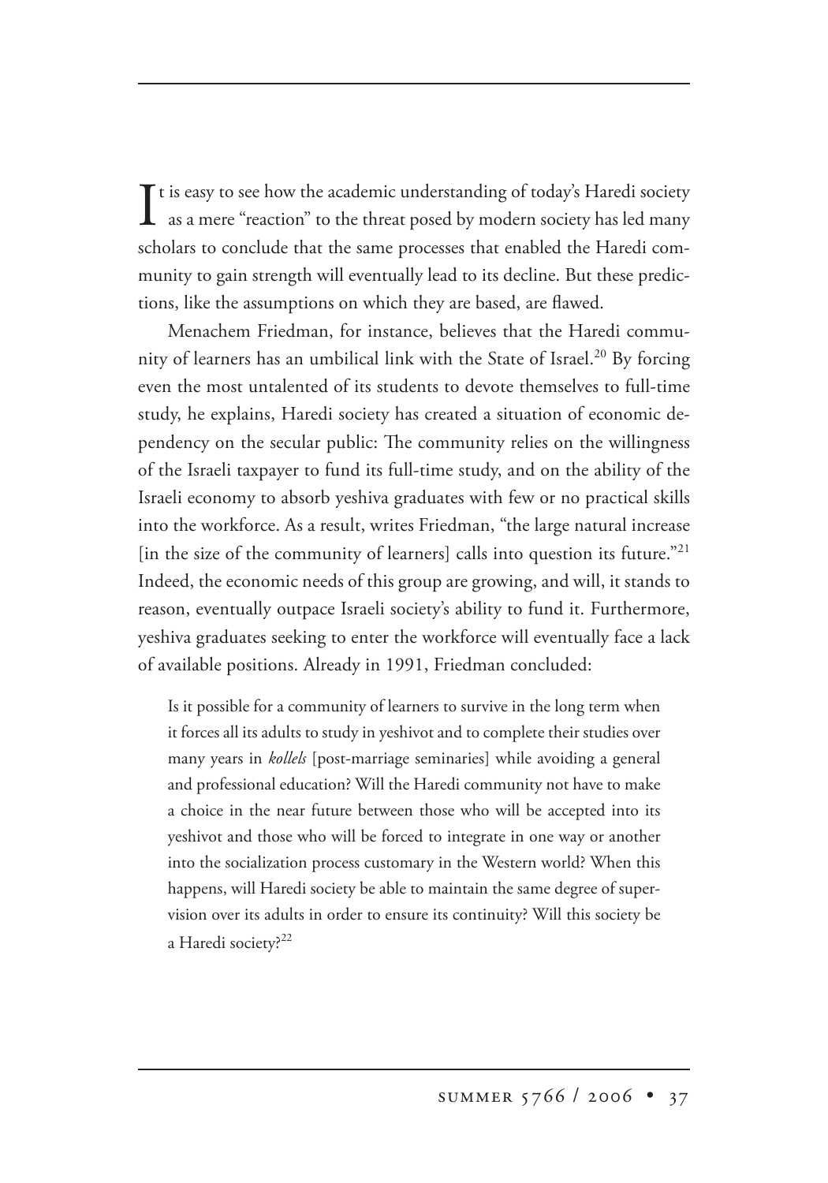It is easy to see how the academic understanding of today's Haredi society as a mere "reaction" to the threat posed by modern society has led many scholars to conclude that the same processes that enabled the Haredi community to gain strength will eventually lead to its decline. But these predictions, like the assumptions on which they are based, are flawed.

Menachem Friedman, for instance, believes that the Haredi community of learners has an umbilical link with the State of Israel.[20] By forcing even the most untalented of its students to devote themselves to full-time study, he explains, Haredi society has created a situation of economic dependency on the secular public: The community relies on the willingness of the Israeli taxpayer to fund its full-time study, and on the ability of the Israeli economy to absorb yeshiva graduates with few or no practical skills into the workforce. As a result, writes Friedman, "the large natural increase [in the size of the community of learners] calls into question its future."[21] Indeed, the economic needs of this group are growing, and will, it stands to reason, eventually outpace Israeli society's ability to fund it. Furthermore, yeshiva graduates seeking to enter the workforce will eventually face a lack of available positions. Already in 1991, Friedman concluded:

> Is it possible for a community of learners to survive in the long term when it forces all its adults to study in yeshivot and to complete their studies over many years in *kollels* [post-marriage seminaries] while avoiding a general and professional education? Will the Haredi community not have to make a choice in the near future between those who will be accepted into its yeshivot and those who will be forced to integrate in one way or another into the socialization process customary in the Western world? When this happens, will Haredi society be able to maintain the same degree of supervision over its adults in order to ensure its continuity? Will this society be a Haredi society?[22]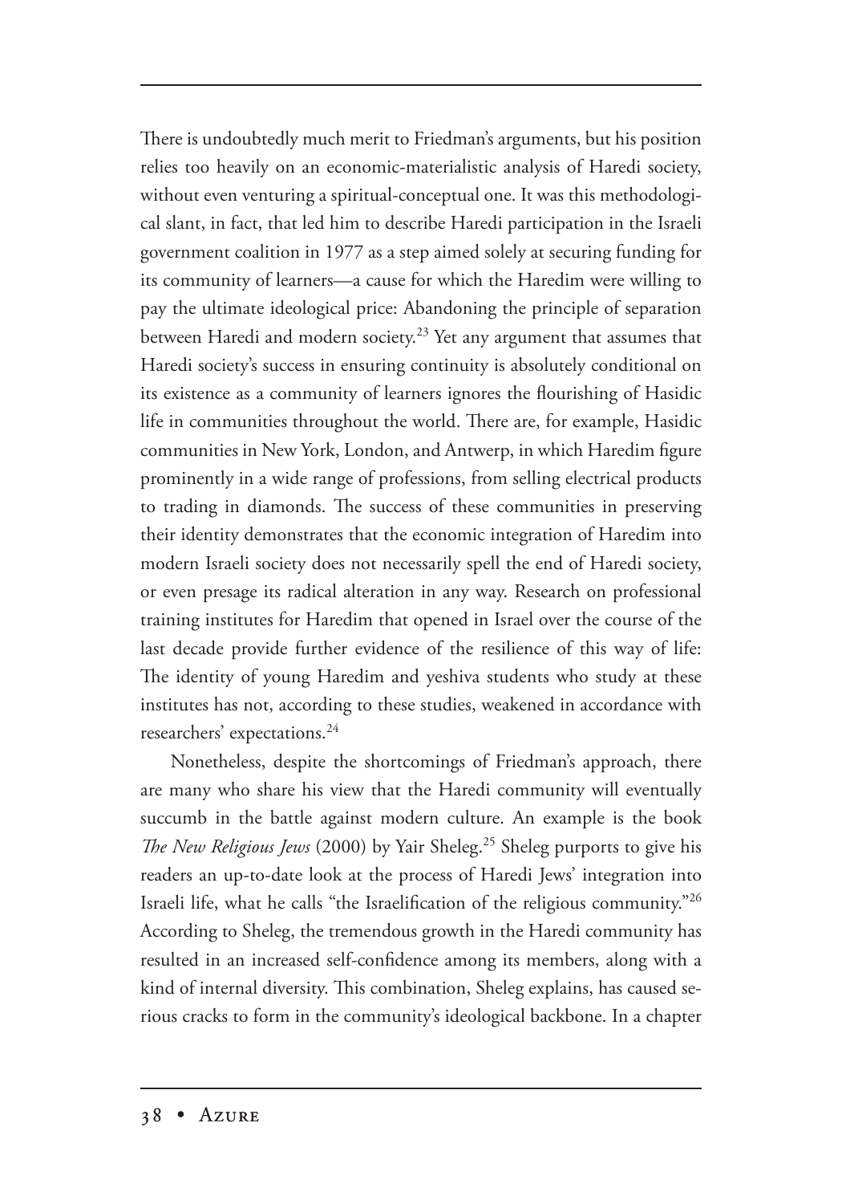There is undoubtedly much merit to Friedman's arguments, but his position relies too heavily on an economic-materialistic analysis of Haredi society, without even venturing a spiritual-conceptual one. It was this methodological slant, in fact, that led him to describe Haredi participation in the Israeli government coalition in 1977 as a step aimed solely at securing funding for its community of learners—a cause for which the Haredim were willing to pay the ultimate ideological price: Abandoning the principle of separation between Haredi and modern society.[23] Yet any argument that assumes that Haredi society's success in ensuring continuity is absolutely conditional on its existence as a community of learners ignores the flourishing of Hasidic life in communities throughout the world. There are, for example, Hasidic communities in New York, London, and Antwerp, in which Haredim figure prominently in a wide range of professions, from selling electrical products to trading in diamonds. The success of these communities in preserving their identity demonstrates that the economic integration of Haredim into modern Israeli society does not necessarily spell the end of Haredi society, or even presage its radical alteration in any way. Research on professional training institutes for Haredim that opened in Israel over the course of the last decade provide further evidence of the resilience of this way of life: The identity of young Haredim and yeshiva students who study at these institutes has not, according to these studies, weakened in accordance with researchers' expectations.[24]

Nonetheless, despite the shortcomings of Friedman's approach, there are many who share his view that the Haredi community will eventually succumb in the battle against modern culture. An example is the book *The New Religious Jews* (2000) by Yair Sheleg.[25] Sheleg purports to give his readers an up-to-date look at the process of Haredi Jews' integration into Israeli life, what he calls "the Israelification of the religious community."[26] According to Sheleg, the tremendous growth in the Haredi community has resulted in an increased self-confidence among its members, along with a kind of internal diversity. This combination, Sheleg explains, has caused serious cracks to form in the community's ideological backbone. In a chapter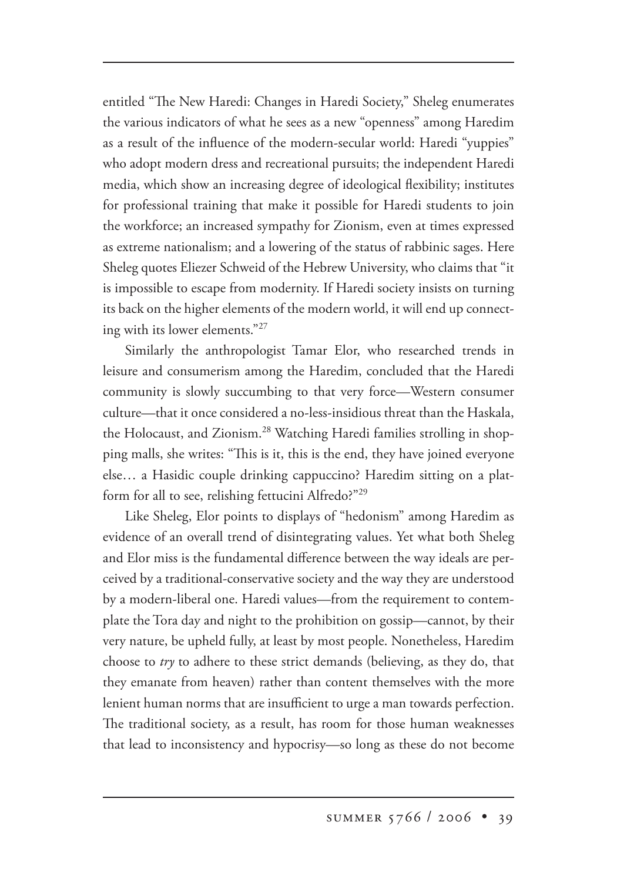entitled "The New Haredi: Changes in Haredi Society," Sheleg enumerates the various indicators of what he sees as a new "openness" among Haredim as a result of the influence of the modern-secular world: Haredi "yuppies" who adopt modern dress and recreational pursuits; the independent Haredi media, which show an increasing degree of ideological flexibility; institutes for professional training that make it possible for Haredi students to join the workforce; an increased sympathy for Zionism, even at times expressed as extreme nationalism; and a lowering of the status of rabbinic sages. Here Sheleg quotes Eliezer Schweid of the Hebrew University, who claims that "it is impossible to escape from modernity. If Haredi society insists on turning its back on the higher elements of the modern world, it will end up connecting with its lower elements."[27]

Similarly the anthropologist Tamar Elor, who researched trends in leisure and consumerism among the Haredim, concluded that the Haredi community is slowly succumbing to that very force—Western consumer culture—that it once considered a no-less-insidious threat than the Haskala, the Holocaust, and Zionism.[28] Watching Haredi families strolling in shopping malls, she writes: "This is it, this is the end, they have joined everyone else… a Hasidic couple drinking cappuccino? Haredim sitting on a platform for all to see, relishing fettucini Alfredo?"[29]

Like Sheleg, Elor points to displays of "hedonism" among Haredim as evidence of an overall trend of disintegrating values. Yet what both Sheleg and Elor miss is the fundamental difference between the way ideals are perceived by a traditional-conservative society and the way they are understood by a modern-liberal one. Haredi values—from the requirement to contemplate the Tora day and night to the prohibition on gossip—cannot, by their very nature, be upheld fully, at least by most people. Nonetheless, Haredim choose to *try* to adhere to these strict demands (believing, as they do, that they emanate from heaven) rather than content themselves with the more lenient human norms that are insufficient to urge a man towards perfection. The traditional society, as a result, has room for those human weaknesses that lead to inconsistency and hypocrisy—so long as these do not become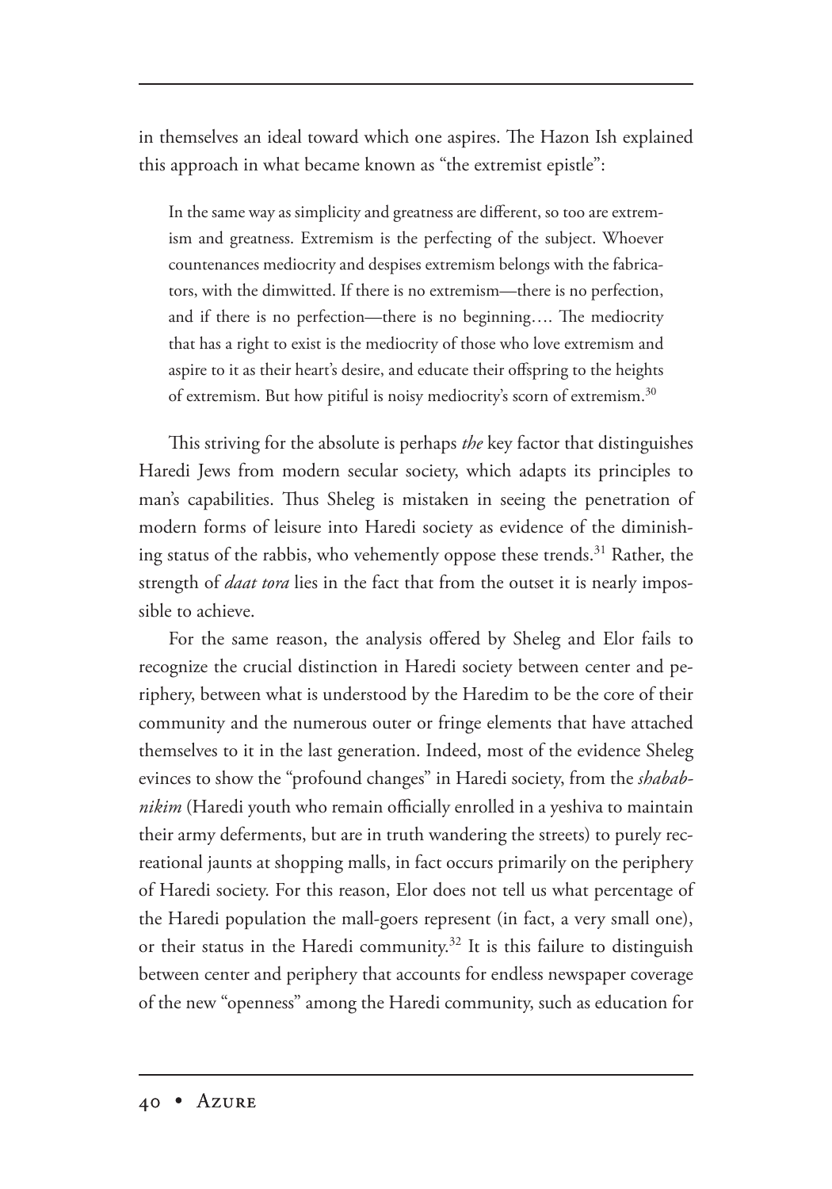in themselves an ideal toward which one aspires. The Hazon Ish explained this approach in what became known as "the extremist epistle":

> In the same way as simplicity and greatness are different, so too are extremism and greatness. Extremism is the perfecting of the subject. Whoever countenances mediocrity and despises extremism belongs with the fabricators, with the dimwitted. If there is no extremism—there is no perfection, and if there is no perfection—there is no beginning…. The mediocrity that has a right to exist is the mediocrity of those who love extremism and aspire to it as their heart's desire, and educate their offspring to the heights of extremism. But how pitiful is noisy mediocrity's scorn of extremism.[30]

This striving for the absolute is perhaps *the* key factor that distinguishes Haredi Jews from modern secular society, which adapts its principles to man's capabilities. Thus Sheleg is mistaken in seeing the penetration of modern forms of leisure into Haredi society as evidence of the diminishing status of the rabbis, who vehemently oppose these trends.[31] Rather, the strength of *daat tora* lies in the fact that from the outset it is nearly impossible to achieve.

For the same reason, the analysis offered by Sheleg and Elor fails to recognize the crucial distinction in Haredi society between center and periphery, between what is understood by the Haredim to be the core of their community and the numerous outer or fringe elements that have attached themselves to it in the last generation. Indeed, most of the evidence Sheleg evinces to show the "profound changes" in Haredi society, from the *shababnikim* (Haredi youth who remain officially enrolled in a yeshiva to maintain their army deferments, but are in truth wandering the streets) to purely recreational jaunts at shopping malls, in fact occurs primarily on the periphery of Haredi society. For this reason, Elor does not tell us what percentage of the Haredi population the mall-goers represent (in fact, a very small one), or their status in the Haredi community.[32] It is this failure to distinguish between center and periphery that accounts for endless newspaper coverage of the new "openness" among the Haredi community, such as education for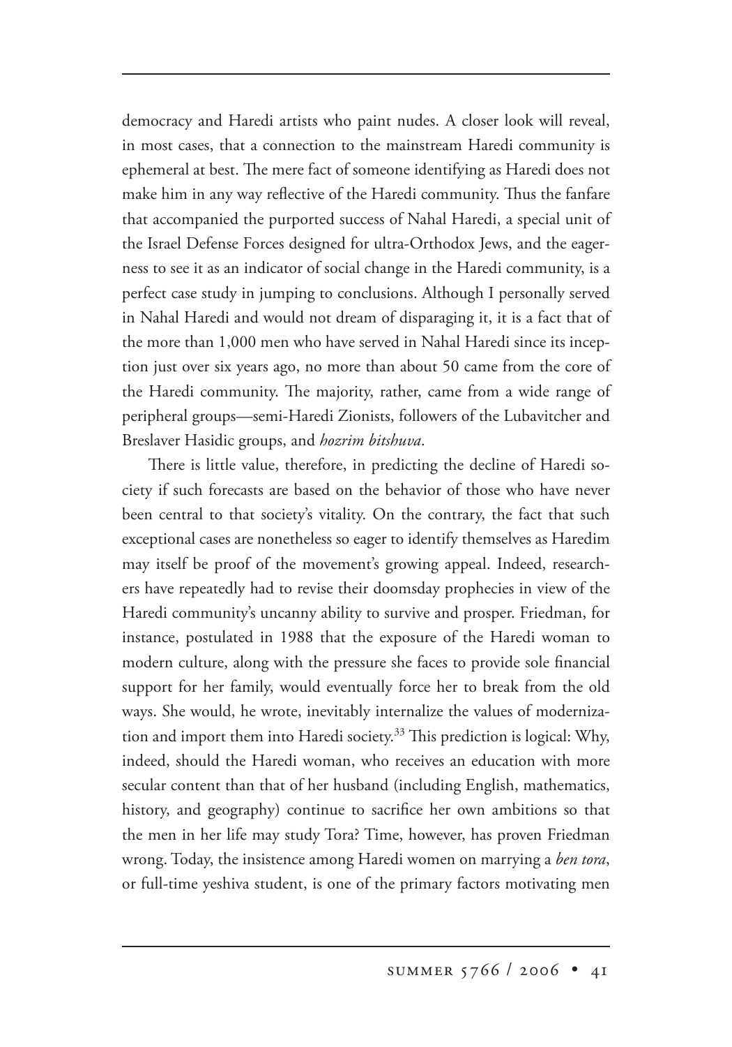democracy and Haredi artists who paint nudes. A closer look will reveal, in most cases, that a connection to the mainstream Haredi community is ephemeral at best. The mere fact of someone identifying as Haredi does not make him in any way reflective of the Haredi community. Thus the fanfare that accompanied the purported success of Nahal Haredi, a special unit of the Israel Defense Forces designed for ultra-Orthodox Jews, and the eagerness to see it as an indicator of social change in the Haredi community, is a perfect case study in jumping to conclusions. Although I personally served in Nahal Haredi and would not dream of disparaging it, it is a fact that of the more than 1,000 men who have served in Nahal Haredi since its inception just over six years ago, no more than about 50 came from the core of the Haredi community. The majority, rather, came from a wide range of peripheral groups—semi-Haredi Zionists, followers of the Lubavitcher and Breslaver Hasidic groups, and *hozrim bitshuva*.

There is little value, therefore, in predicting the decline of Haredi society if such forecasts are based on the behavior of those who have never been central to that society's vitality. On the contrary, the fact that such exceptional cases are nonetheless so eager to identify themselves as Haredim may itself be proof of the movement's growing appeal. Indeed, researchers have repeatedly had to revise their doomsday prophecies in view of the Haredi community's uncanny ability to survive and prosper. Friedman, for instance, postulated in 1988 that the exposure of the Haredi woman to modern culture, along with the pressure she faces to provide sole financial support for her family, would eventually force her to break from the old ways. She would, he wrote, inevitably internalize the values of modernization and import them into Haredi society.[33] This prediction is logical: Why, indeed, should the Haredi woman, who receives an education with more secular content than that of her husband (including English, mathematics, history, and geography) continue to sacrifice her own ambitions so that the men in her life may study Tora? Time, however, has proven Friedman wrong. Today, the insistence among Haredi women on marrying a *ben tora*, or full-time yeshiva student, is one of the primary factors motivating men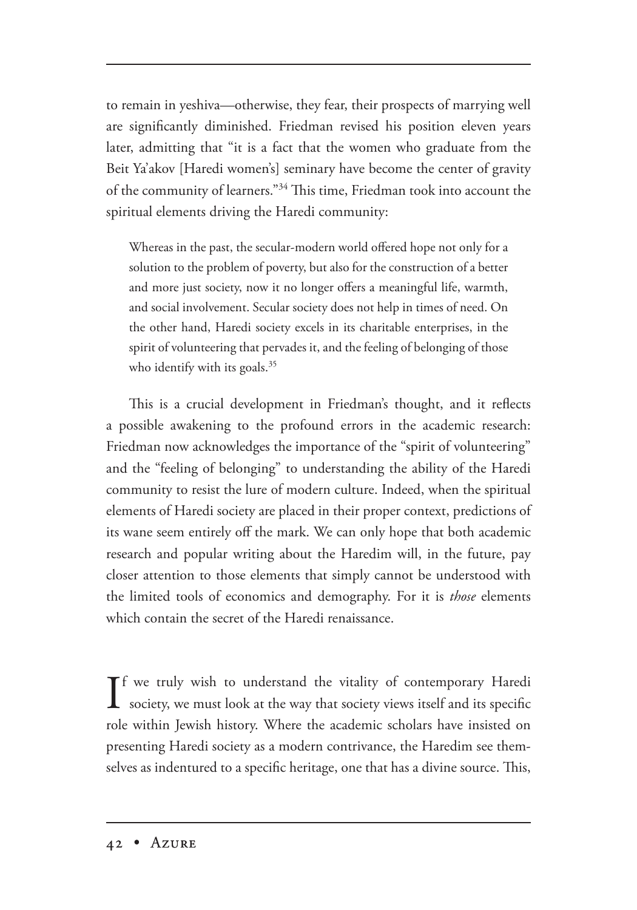to remain in yeshiva—otherwise, they fear, their prospects of marrying well are significantly diminished. Friedman revised his position eleven years later, admitting that "it is a fact that the women who graduate from the Beit Ya'akov [Haredi women's] seminary have become the center of gravity of the community of learners."[34] This time, Friedman took into account the spiritual elements driving the Haredi community:

> Whereas in the past, the secular-modern world offered hope not only for a solution to the problem of poverty, but also for the construction of a better and more just society, now it no longer offers a meaningful life, warmth, and social involvement. Secular society does not help in times of need. On the other hand, Haredi society excels in its charitable enterprises, in the spirit of volunteering that pervades it, and the feeling of belonging of those who identify with its goals.[35]

This is a crucial development in Friedman's thought, and it reflects a possible awakening to the profound errors in the academic research: Friedman now acknowledges the importance of the "spirit of volunteering" and the "feeling of belonging" to understanding the ability of the Haredi community to resist the lure of modern culture. Indeed, when the spiritual elements of Haredi society are placed in their proper context, predictions of its wane seem entirely off the mark. We can only hope that both academic research and popular writing about the Haredim will, in the future, pay closer attention to those elements that simply cannot be understood with the limited tools of economics and demography. For it is *those* elements which contain the secret of the Haredi renaissance.

If we truly wish to understand the vitality of contemporary Haredi society, we must look at the way that society views itself and its specific role within Jewish history. Where the academic scholars have insisted on presenting Haredi society as a modern contrivance, the Haredim see themselves as indentured to a specific heritage, one that has a divine source. This,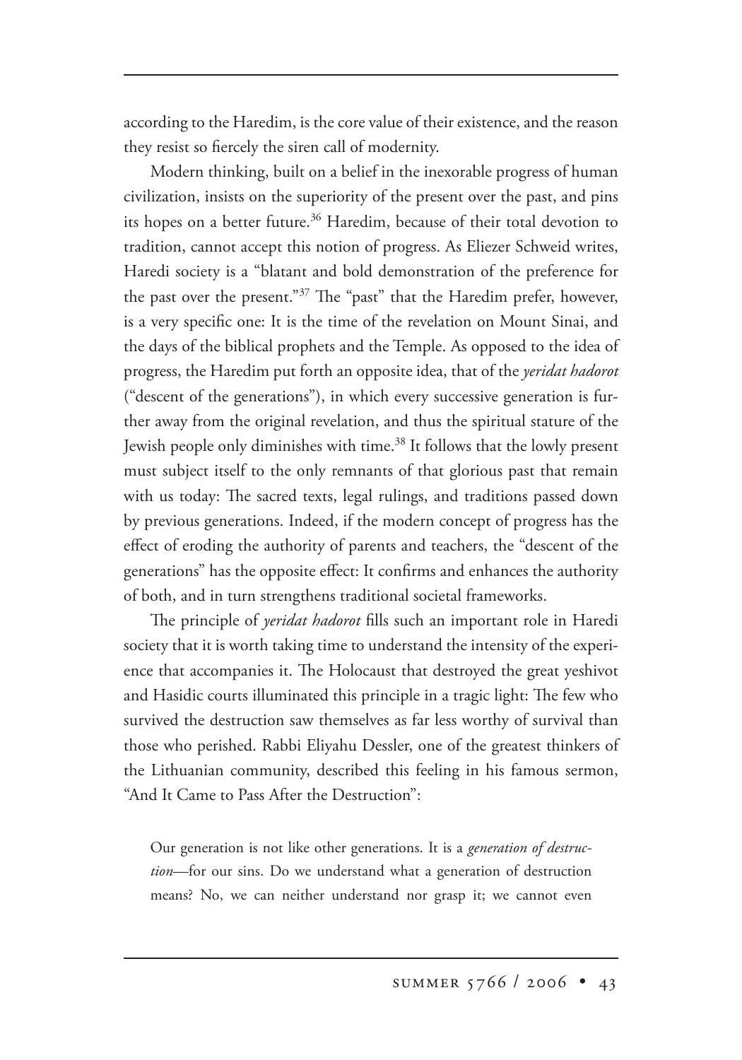according to the Haredim, is the core value of their existence, and the reason they resist so fiercely the siren call of modernity.

Modern thinking, built on a belief in the inexorable progress of human civilization, insists on the superiority of the present over the past, and pins its hopes on a better future.[36] Haredim, because of their total devotion to tradition, cannot accept this notion of progress. As Eliezer Schweid writes, Haredi society is a "blatant and bold demonstration of the preference for the past over the present."[37] The "past" that the Haredim prefer, however, is a very specific one: It is the time of the revelation on Mount Sinai, and the days of the biblical prophets and the Temple. As opposed to the idea of progress, the Haredim put forth an opposite idea, that of the *yeridat hadorot* ("descent of the generations"), in which every successive generation is further away from the original revelation, and thus the spiritual stature of the Jewish people only diminishes with time.[38] It follows that the lowly present must subject itself to the only remnants of that glorious past that remain with us today: The sacred texts, legal rulings, and traditions passed down by previous generations. Indeed, if the modern concept of progress has the effect of eroding the authority of parents and teachers, the "descent of the generations" has the opposite effect: It confirms and enhances the authority of both, and in turn strengthens traditional societal frameworks.

The principle of *yeridat hadorot* fills such an important role in Haredi society that it is worth taking time to understand the intensity of the experience that accompanies it. The Holocaust that destroyed the great yeshivot and Hasidic courts illuminated this principle in a tragic light: The few who survived the destruction saw themselves as far less worthy of survival than those who perished. Rabbi Eliyahu Dessler, one of the greatest thinkers of the Lithuanian community, described this feeling in his famous sermon, "And It Came to Pass After the Destruction":

> Our generation is not like other generations. It is a *generation of destruction*—for our sins. Do we understand what a generation of destruction means? No, we can neither understand nor grasp it; we cannot even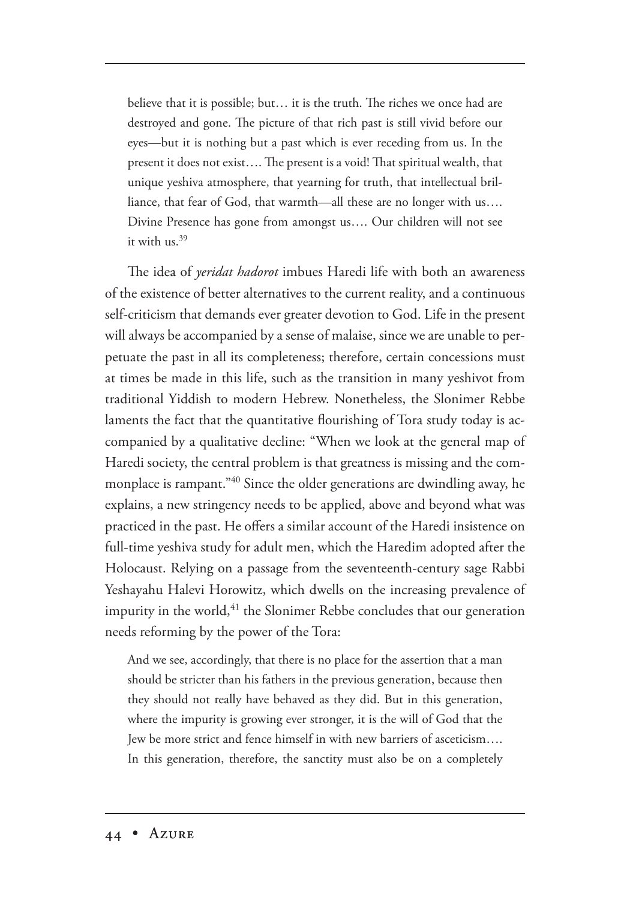> believe that it is possible; but… it is the truth. The riches we once had are destroyed and gone. The picture of that rich past is still vivid before our eyes—but it is nothing but a past which is ever receding from us. In the present it does not exist…. The present is a void! That spiritual wealth, that unique yeshiva atmosphere, that yearning for truth, that intellectual brilliance, that fear of God, that warmth—all these are no longer with us…. Divine Presence has gone from amongst us…. Our children will not see it with us.[39]

The idea of *yeridat hadorot* imbues Haredi life with both an awareness of the existence of better alternatives to the current reality, and a continuous self-criticism that demands ever greater devotion to God. Life in the present will always be accompanied by a sense of malaise, since we are unable to perpetuate the past in all its completeness; therefore, certain concessions must at times be made in this life, such as the transition in many yeshivot from traditional Yiddish to modern Hebrew. Nonetheless, the Slonimer Rebbe laments the fact that the quantitative flourishing of Tora study today is accompanied by a qualitative decline: "When we look at the general map of Haredi society, the central problem is that greatness is missing and the commonplace is rampant."[40] Since the older generations are dwindling away, he explains, a new stringency needs to be applied, above and beyond what was practiced in the past. He offers a similar account of the Haredi insistence on full-time yeshiva study for adult men, which the Haredim adopted after the Holocaust. Relying on a passage from the seventeenth-century sage Rabbi Yeshayahu Halevi Horowitz, which dwells on the increasing prevalence of impurity in the world,[41] the Slonimer Rebbe concludes that our generation needs reforming by the power of the Tora:

> And we see, accordingly, that there is no place for the assertion that a man should be stricter than his fathers in the previous generation, because then they should not really have behaved as they did. But in this generation, where the impurity is growing ever stronger, it is the will of God that the Jew be more strict and fence himself in with new barriers of asceticism…. In this generation, therefore, the sanctity must also be on a completely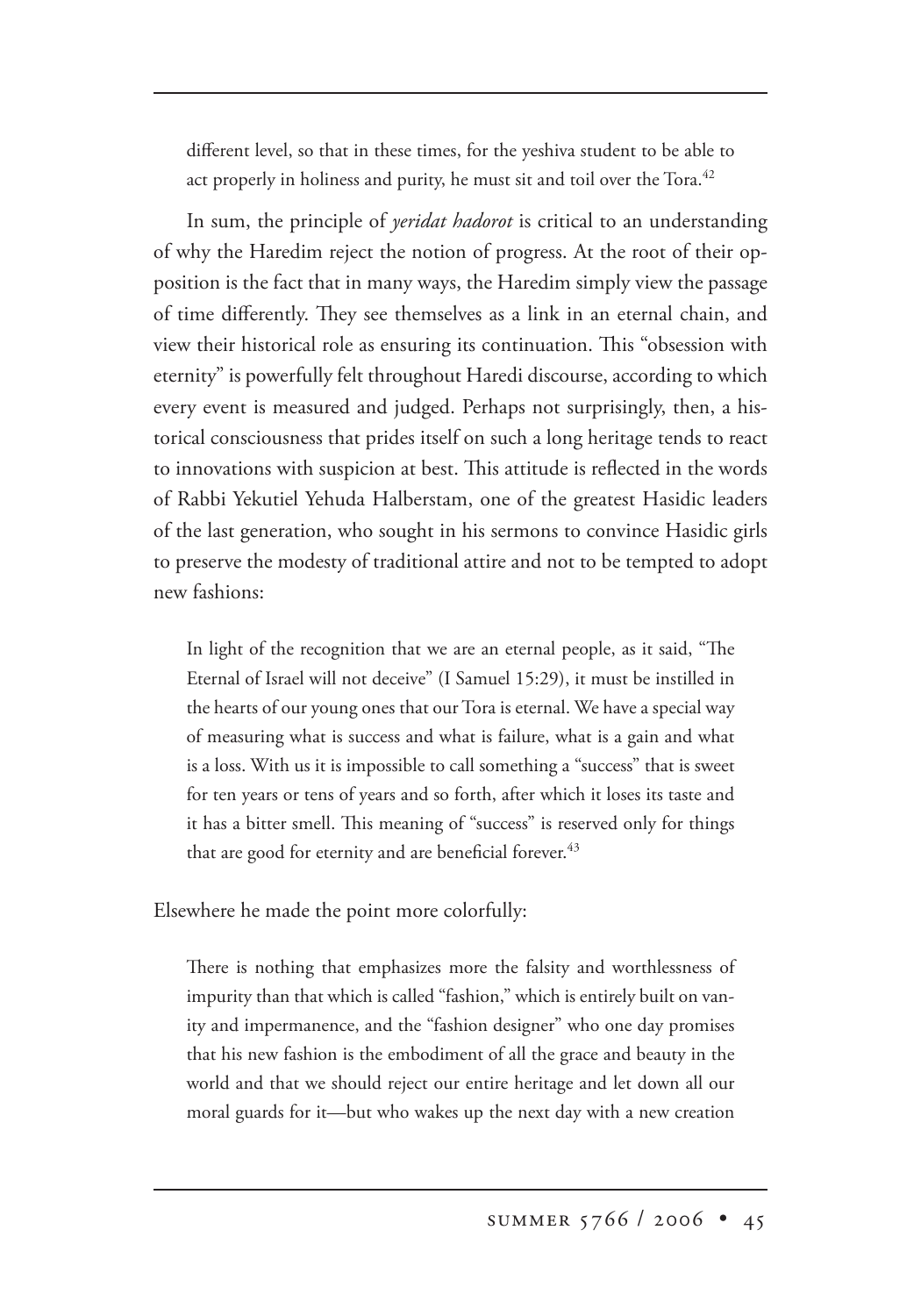different level, so that in these times, for the yeshiva student to be able to act properly in holiness and purity, he must sit and toil over the Tora.[42]

In sum, the principle of *yeridat hadorot* is critical to an understanding of why the Haredim reject the notion of progress. At the root of their opposition is the fact that in many ways, the Haredim simply view the passage of time differently. They see themselves as a link in an eternal chain, and view their historical role as ensuring its continuation. This "obsession with eternity" is powerfully felt throughout Haredi discourse, according to which every event is measured and judged. Perhaps not surprisingly, then, a historical consciousness that prides itself on such a long heritage tends to react to innovations with suspicion at best. This attitude is reflected in the words of Rabbi Yekutiel Yehuda Halberstam, one of the greatest Hasidic leaders of the last generation, who sought in his sermons to convince Hasidic girls to preserve the modesty of traditional attire and not to be tempted to adopt new fashions:

> In light of the recognition that we are an eternal people, as it said, "The Eternal of Israel will not deceive" (I Samuel 15:29), it must be instilled in the hearts of our young ones that our Tora is eternal. We have a special way of measuring what is success and what is failure, what is a gain and what is a loss. With us it is impossible to call something a "success" that is sweet for ten years or tens of years and so forth, after which it loses its taste and it has a bitter smell. This meaning of "success" is reserved only for things that are good for eternity and are beneficial forever.[43]

Elsewhere he made the point more colorfully:

> There is nothing that emphasizes more the falsity and worthlessness of impurity than that which is called "fashion," which is entirely built on vanity and impermanence, and the "fashion designer" who one day promises that his new fashion is the embodiment of all the grace and beauty in the world and that we should reject our entire heritage and let down all our moral guards for it—but who wakes up the next day with a new creation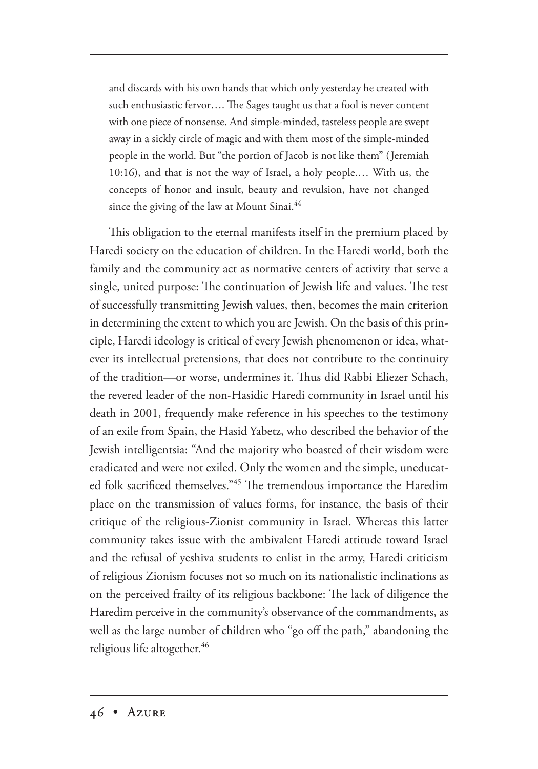> and discards with his own hands that which only yesterday he created with such enthusiastic fervor…. The Sages taught us that a fool is never content with one piece of nonsense. And simple-minded, tasteless people are swept away in a sickly circle of magic and with them most of the simple-minded people in the world. But "the portion of Jacob is not like them" (Jeremiah 10:16), and that is not the way of Israel, a holy people.… With us, the concepts of honor and insult, beauty and revulsion, have not changed since the giving of the law at Mount Sinai.[44]

This obligation to the eternal manifests itself in the premium placed by Haredi society on the education of children. In the Haredi world, both the family and the community act as normative centers of activity that serve a single, united purpose: The continuation of Jewish life and values. The test of successfully transmitting Jewish values, then, becomes the main criterion in determining the extent to which you are Jewish. On the basis of this principle, Haredi ideology is critical of every Jewish phenomenon or idea, whatever its intellectual pretensions, that does not contribute to the continuity of the tradition—or worse, undermines it. Thus did Rabbi Eliezer Schach, the revered leader of the non-Hasidic Haredi community in Israel until his death in 2001, frequently make reference in his speeches to the testimony of an exile from Spain, the Hasid Yabetz, who described the behavior of the Jewish intelligentsia: "And the majority who boasted of their wisdom were eradicated and were not exiled. Only the women and the simple, uneducated folk sacrificed themselves."[45] The tremendous importance the Haredim place on the transmission of values forms, for instance, the basis of their critique of the religious-Zionist community in Israel. Whereas this latter community takes issue with the ambivalent Haredi attitude toward Israel and the refusal of yeshiva students to enlist in the army, Haredi criticism of religious Zionism focuses not so much on its nationalistic inclinations as on the perceived frailty of its religious backbone: The lack of diligence the Haredim perceive in the community's observance of the commandments, as well as the large number of children who "go off the path," abandoning the religious life altogether.[46]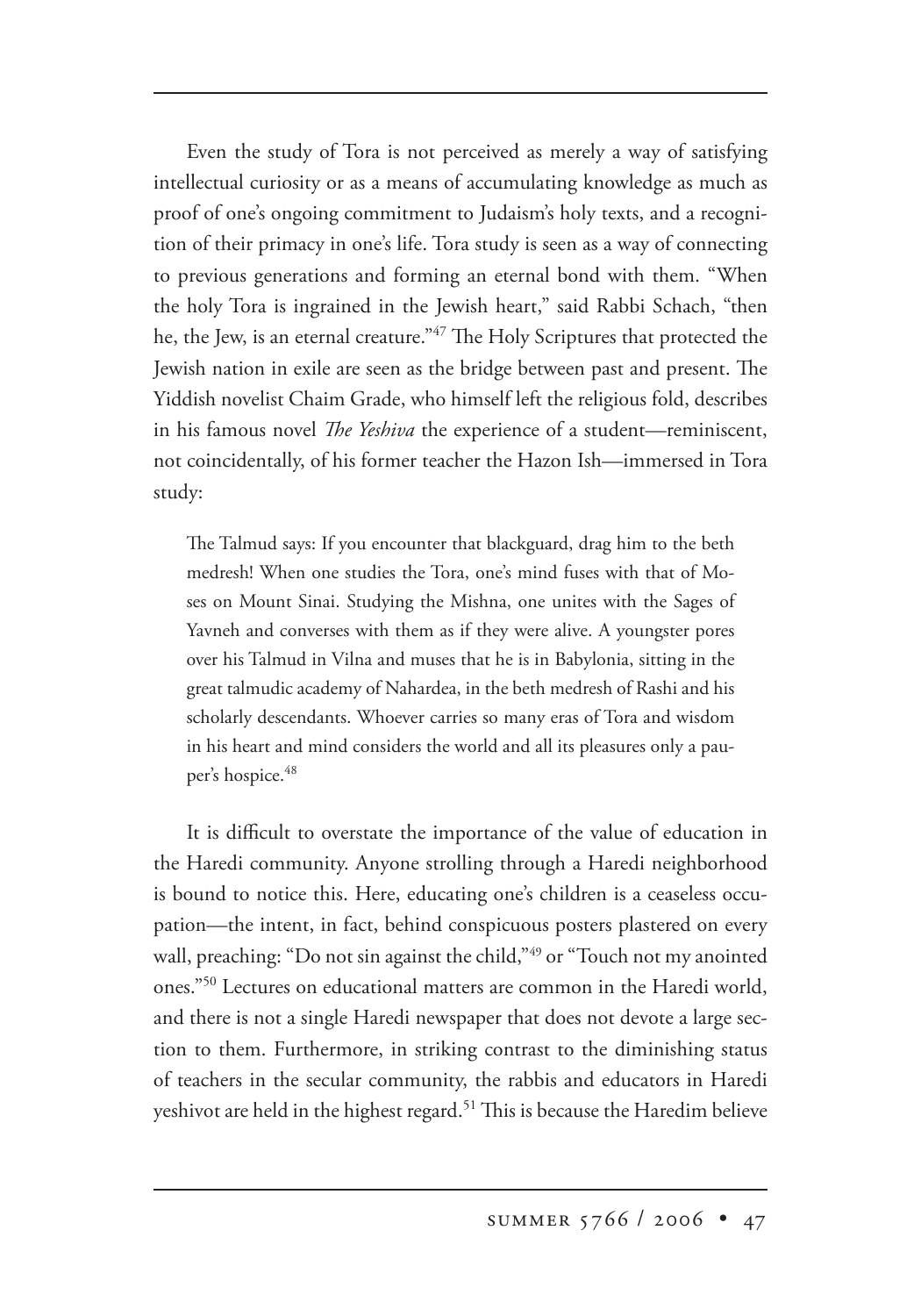Even the study of Tora is not perceived as merely a way of satisfying intellectual curiosity or as a means of accumulating knowledge as much as proof of one's ongoing commitment to Judaism's holy texts, and a recognition of their primacy in one's life. Tora study is seen as a way of connecting to previous generations and forming an eternal bond with them. "When the holy Tora is ingrained in the Jewish heart," said Rabbi Schach, "then he, the Jew, is an eternal creature."[47] The Holy Scriptures that protected the Jewish nation in exile are seen as the bridge between past and present. The Yiddish novelist Chaim Grade, who himself left the religious fold, describes in his famous novel *The Yeshiva* the experience of a student—reminiscent, not coincidentally, of his former teacher the Hazon Ish—immersed in Tora study:

> The Talmud says: If you encounter that blackguard, drag him to the beth medresh! When one studies the Tora, one's mind fuses with that of Moses on Mount Sinai. Studying the Mishna, one unites with the Sages of Yavneh and converses with them as if they were alive. A youngster pores over his Talmud in Vilna and muses that he is in Babylonia, sitting in the great talmudic academy of Nahardea, in the beth medresh of Rashi and his scholarly descendants. Whoever carries so many eras of Tora and wisdom in his heart and mind considers the world and all its pleasures only a pauper's hospice.[48]

It is difficult to overstate the importance of the value of education in the Haredi community. Anyone strolling through a Haredi neighborhood is bound to notice this. Here, educating one's children is a ceaseless occupation—the intent, in fact, behind conspicuous posters plastered on every wall, preaching: "Do not sin against the child,"[49] or "Touch not my anointed ones."[50] Lectures on educational matters are common in the Haredi world, and there is not a single Haredi newspaper that does not devote a large section to them. Furthermore, in striking contrast to the diminishing status of teachers in the secular community, the rabbis and educators in Haredi yeshivot are held in the highest regard.[51] This is because the Haredim believe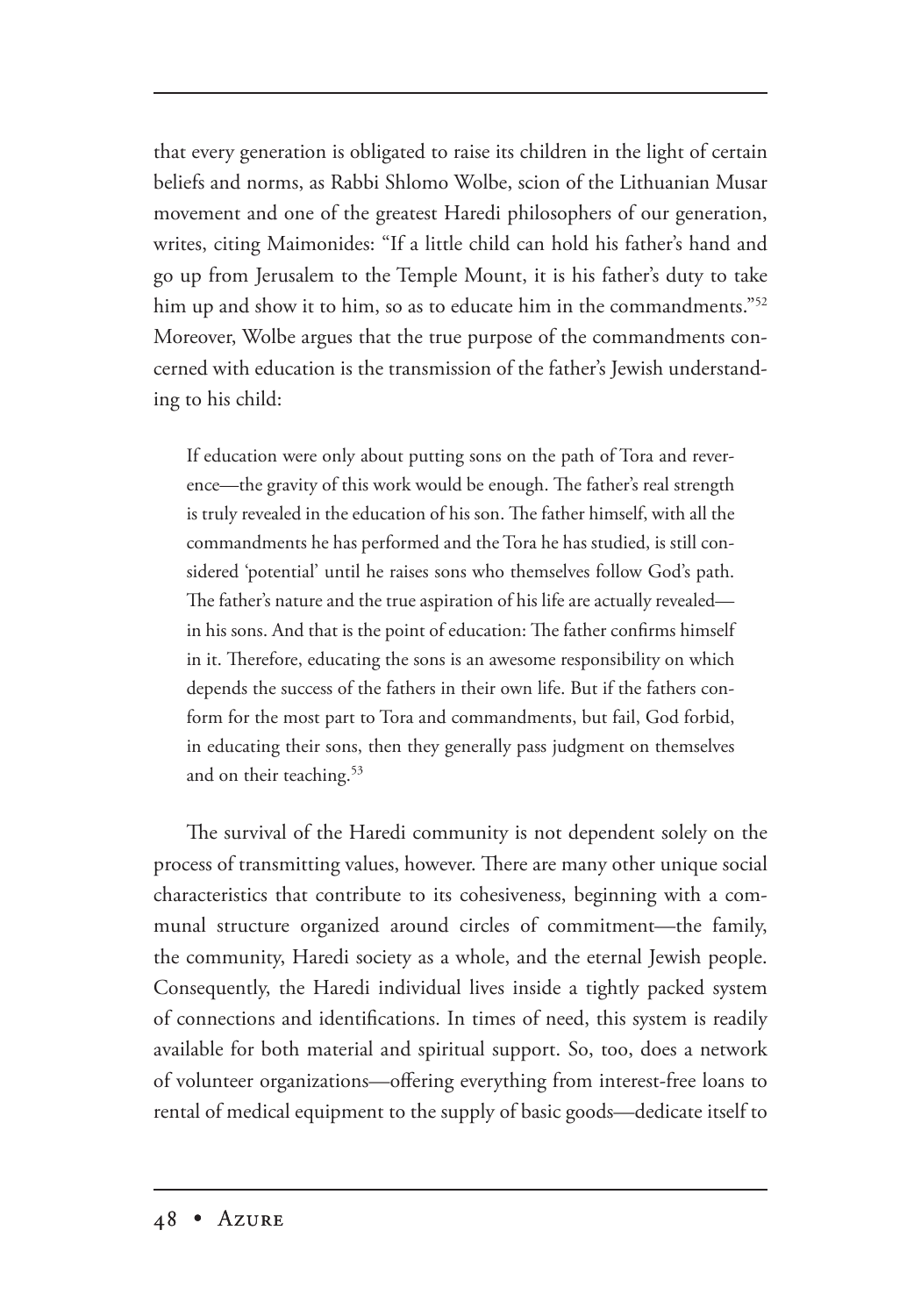that every generation is obligated to raise its children in the light of certain beliefs and norms, as Rabbi Shlomo Wolbe, scion of the Lithuanian Musar movement and one of the greatest Haredi philosophers of our generation, writes, citing Maimonides: "If a little child can hold his father's hand and go up from Jerusalem to the Temple Mount, it is his father's duty to take him up and show it to him, so as to educate him in the commandments."[52] Moreover, Wolbe argues that the true purpose of the commandments concerned with education is the transmission of the father's Jewish understanding to his child:

> If education were only about putting sons on the path of Tora and reverence—the gravity of this work would be enough. The father's real strength is truly revealed in the education of his son. The father himself, with all the commandments he has performed and the Tora he has studied, is still considered 'potential' until he raises sons who themselves follow God's path. The father's nature and the true aspiration of his life are actually revealed—in his sons. And that is the point of education: The father confirms himself in it. Therefore, educating the sons is an awesome responsibility on which depends the success of the fathers in their own life. But if the fathers conform for the most part to Tora and commandments, but fail, God forbid, in educating their sons, then they generally pass judgment on themselves and on their teaching.[53]

The survival of the Haredi community is not dependent solely on the process of transmitting values, however. There are many other unique social characteristics that contribute to its cohesiveness, beginning with a communal structure organized around circles of commitment—the family, the community, Haredi society as a whole, and the eternal Jewish people. Consequently, the Haredi individual lives inside a tightly packed system of connections and identifications. In times of need, this system is readily available for both material and spiritual support. So, too, does a network of volunteer organizations—offering everything from interest-free loans to rental of medical equipment to the supply of basic goods—dedicate itself to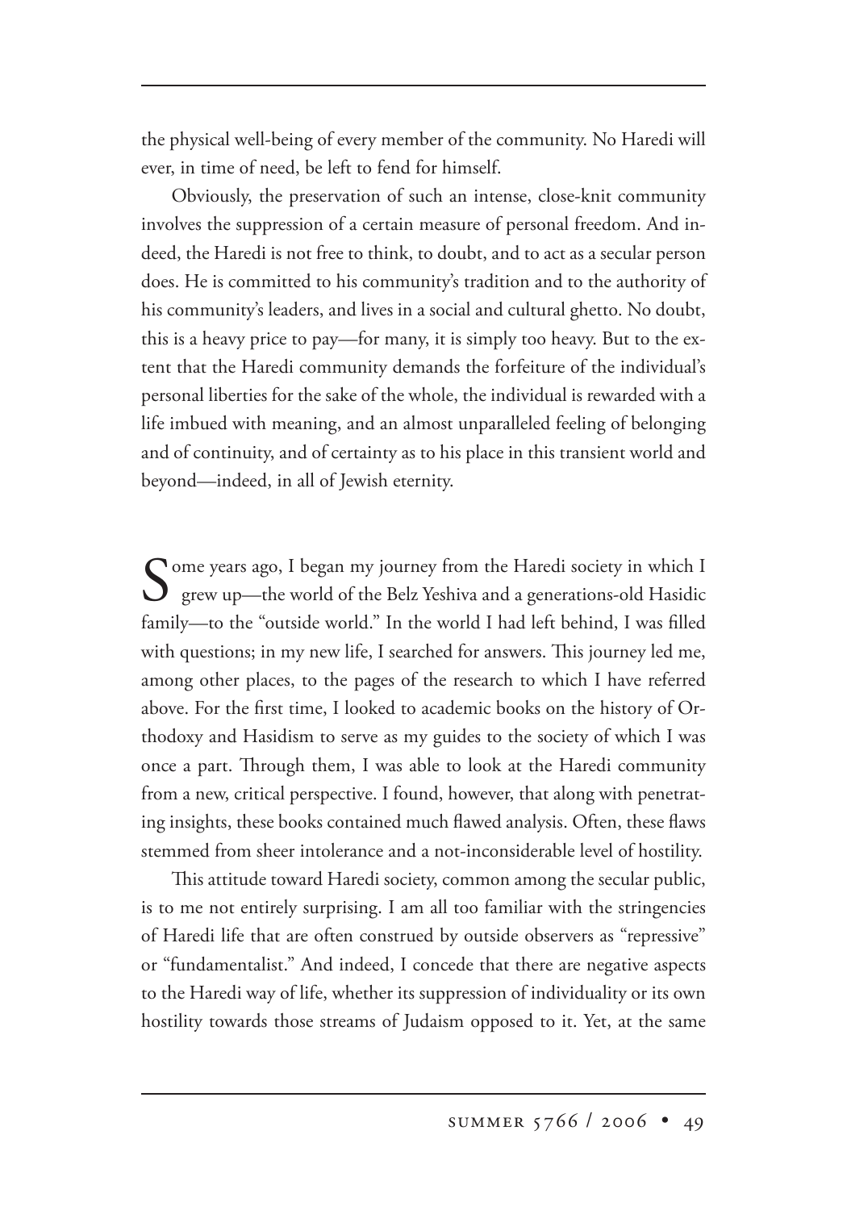the physical well-being of every member of the community. No Haredi will ever, in time of need, be left to fend for himself.

Obviously, the preservation of such an intense, close-knit community involves the suppression of a certain measure of personal freedom. And indeed, the Haredi is not free to think, to doubt, and to act as a secular person does. He is committed to his community's tradition and to the authority of his community's leaders, and lives in a social and cultural ghetto. No doubt, this is a heavy price to pay—for many, it is simply too heavy. But to the extent that the Haredi community demands the forfeiture of the individual's personal liberties for the sake of the whole, the individual is rewarded with a life imbued with meaning, and an almost unparalleled feeling of belonging and of continuity, and of certainty as to his place in this transient world and beyond—indeed, in all of Jewish eternity.

Some years ago, I began my journey from the Haredi society in which I grew up—the world of the Belz Yeshiva and a generations-old Hasidic family—to the "outside world." In the world I had left behind, I was filled with questions; in my new life, I searched for answers. This journey led me, among other places, to the pages of the research to which I have referred above. For the first time, I looked to academic books on the history of Orthodoxy and Hasidism to serve as my guides to the society of which I was once a part. Through them, I was able to look at the Haredi community from a new, critical perspective. I found, however, that along with penetrating insights, these books contained much flawed analysis. Often, these flaws stemmed from sheer intolerance and a not-inconsiderable level of hostility.

This attitude toward Haredi society, common among the secular public, is to me not entirely surprising. I am all too familiar with the stringencies of Haredi life that are often construed by outside observers as "repressive" or "fundamentalist." And indeed, I concede that there are negative aspects to the Haredi way of life, whether its suppression of individuality or its own hostility towards those streams of Judaism opposed to it. Yet, at the same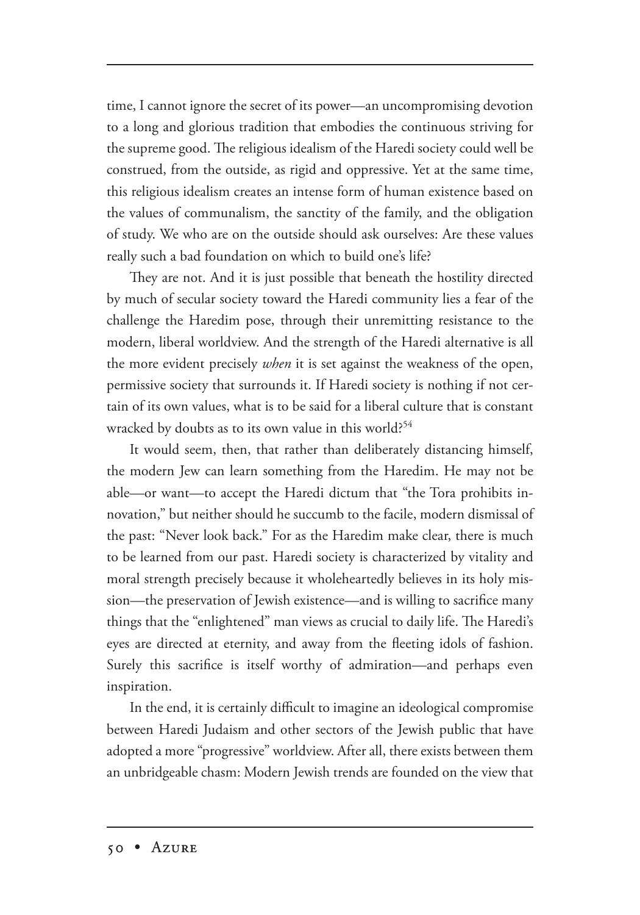time, I cannot ignore the secret of its power—an uncompromising devotion to a long and glorious tradition that embodies the continuous striving for the supreme good. The religious idealism of the Haredi society could well be construed, from the outside, as rigid and oppressive. Yet at the same time, this religious idealism creates an intense form of human existence based on the values of communalism, the sanctity of the family, and the obligation of study. We who are on the outside should ask ourselves: Are these values really such a bad foundation on which to build one's life?

They are not. And it is just possible that beneath the hostility directed by much of secular society toward the Haredi community lies a fear of the challenge the Haredim pose, through their unremitting resistance to the modern, liberal worldview. And the strength of the Haredi alternative is all the more evident precisely *when* it is set against the weakness of the open, permissive society that surrounds it. If Haredi society is nothing if not certain of its own values, what is to be said for a liberal culture that is constant wracked by doubts as to its own value in this world?[54]

It would seem, then, that rather than deliberately distancing himself, the modern Jew can learn something from the Haredim. He may not be able—or want—to accept the Haredi dictum that "the Tora prohibits innovation," but neither should he succumb to the facile, modern dismissal of the past: "Never look back." For as the Haredim make clear, there is much to be learned from our past. Haredi society is characterized by vitality and moral strength precisely because it wholeheartedly believes in its holy mission—the preservation of Jewish existence—and is willing to sacrifice many things that the "enlightened" man views as crucial to daily life. The Haredi's eyes are directed at eternity, and away from the fleeting idols of fashion. Surely this sacrifice is itself worthy of admiration—and perhaps even inspiration.

In the end, it is certainly difficult to imagine an ideological compromise between Haredi Judaism and other sectors of the Jewish public that have adopted a more "progressive" worldview. After all, there exists between them an unbridgeable chasm: Modern Jewish trends are founded on the view that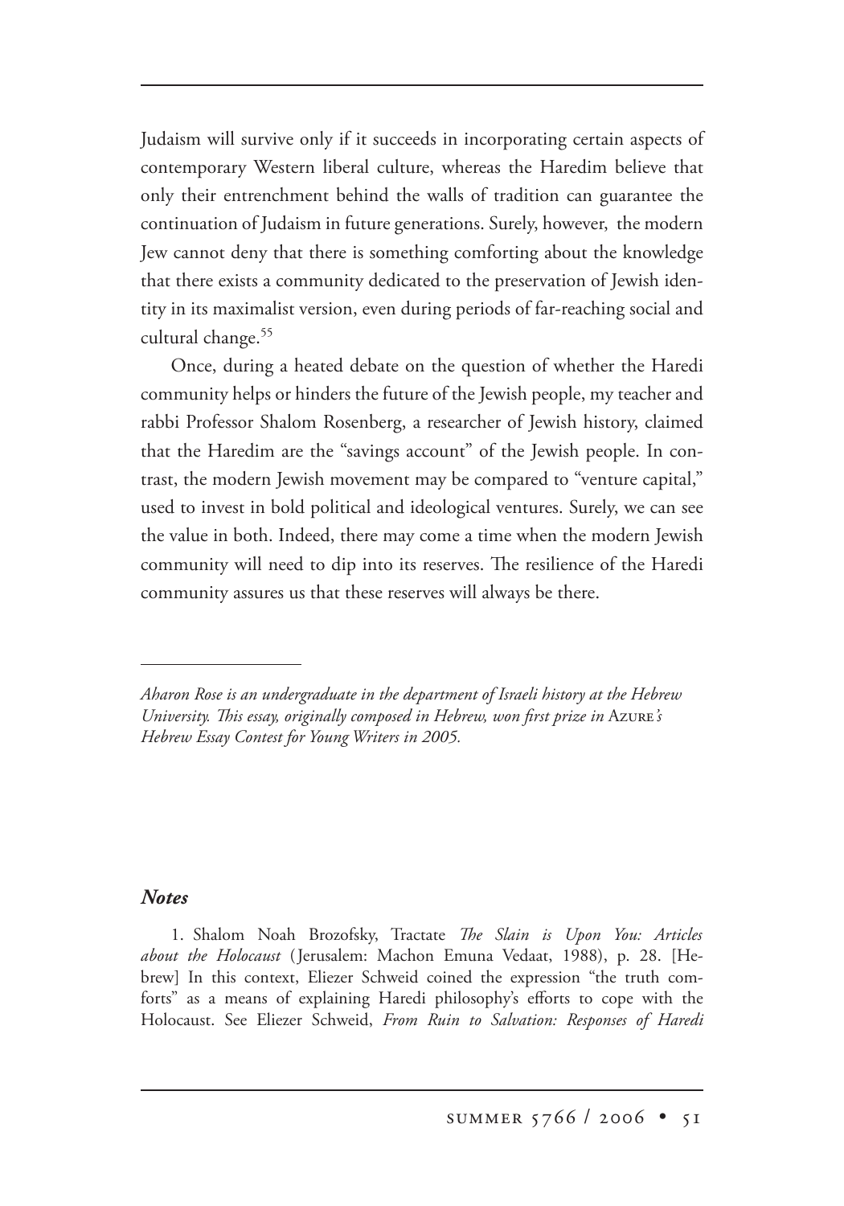Judaism will survive only if it succeeds in incorporating certain aspects of contemporary Western liberal culture, whereas the Haredim believe that only their entrenchment behind the walls of tradition can guarantee the continuation of Judaism in future generations. Surely, however, the modern Jew cannot deny that there is something comforting about the knowledge that there exists a community dedicated to the preservation of Jewish identity in its maximalist version, even during periods of far-reaching social and cultural change.[55]

Once, during a heated debate on the question of whether the Haredi community helps or hinders the future of the Jewish people, my teacher and rabbi Professor Shalom Rosenberg, a researcher of Jewish history, claimed that the Haredim are the "savings account" of the Jewish people. In contrast, the modern Jewish movement may be compared to "venture capital," used to invest in bold political and ideological ventures. Surely, we can see the value in both. Indeed, there may come a time when the modern Jewish community will need to dip into its reserves. The resilience of the Haredi community assures us that these reserves will always be there.

---

*Aharon Rose is an undergraduate in the department of Israeli history at the Hebrew University. This essay, originally composed in Hebrew, won first prize in* Azure*'s Hebrew Essay Contest for Young Writers in 2005.*

### *Notes*

1. Shalom Noah Brozofsky, Tractate *The Slain is Upon You: Articles about the Holocaust* (Jerusalem: Machon Emuna Vedaat, 1988), p. 28. [Hebrew] In this context, Eliezer Schweid coined the expression "the truth comforts" as a means of explaining Haredi philosophy's efforts to cope with the Holocaust. See Eliezer Schweid, *From Ruin to Salvation: Responses of Haredi*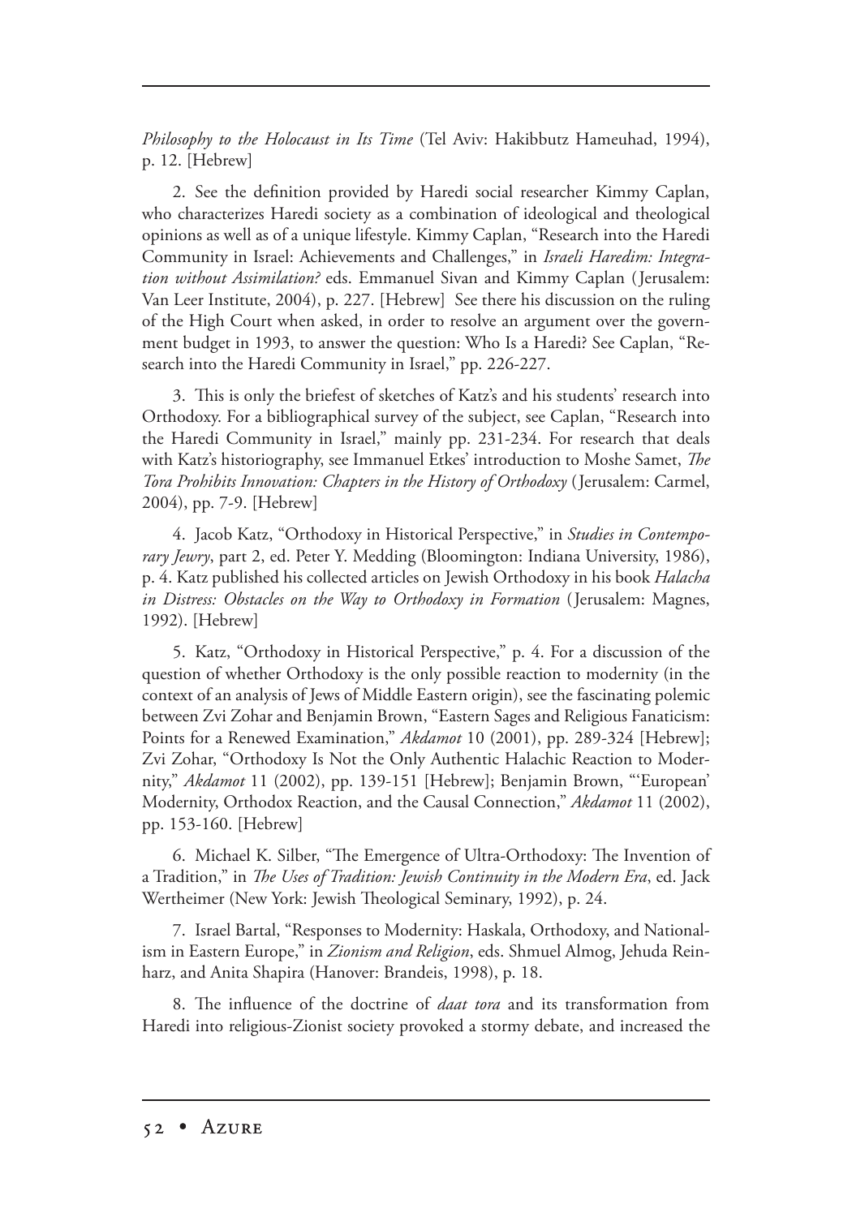*Philosophy to the Holocaust in Its Time* (Tel Aviv: Hakibbutz Hameuhad, 1994), p. 12. [Hebrew]

2. See the definition provided by Haredi social researcher Kimmy Caplan, who characterizes Haredi society as a combination of ideological and theological opinions as well as of a unique lifestyle. Kimmy Caplan, "Research into the Haredi Community in Israel: Achievements and Challenges," in *Israeli Haredim: Integration without Assimilation?* eds. Emmanuel Sivan and Kimmy Caplan (Jerusalem: Van Leer Institute, 2004), p. 227. [Hebrew] See there his discussion on the ruling of the High Court when asked, in order to resolve an argument over the government budget in 1993, to answer the question: Who Is a Haredi? See Caplan, "Research into the Haredi Community in Israel," pp. 226-227.

3. This is only the briefest of sketches of Katz's and his students' research into Orthodoxy. For a bibliographical survey of the subject, see Caplan, "Research into the Haredi Community in Israel," mainly pp. 231-234. For research that deals with Katz's historiography, see Immanuel Etkes' introduction to Moshe Samet, *The Tora Prohibits Innovation: Chapters in the History of Orthodoxy* (Jerusalem: Carmel, 2004), pp. 7-9. [Hebrew]

4. Jacob Katz, "Orthodoxy in Historical Perspective," in *Studies in Contemporary Jewry*, part 2, ed. Peter Y. Medding (Bloomington: Indiana University, 1986), p. 4. Katz published his collected articles on Jewish Orthodoxy in his book *Halacha in Distress: Obstacles on the Way to Orthodoxy in Formation* (Jerusalem: Magnes, 1992). [Hebrew]

5. Katz, "Orthodoxy in Historical Perspective," p. 4. For a discussion of the question of whether Orthodoxy is the only possible reaction to modernity (in the context of an analysis of Jews of Middle Eastern origin), see the fascinating polemic between Zvi Zohar and Benjamin Brown, "Eastern Sages and Religious Fanaticism: Points for a Renewed Examination," *Akdamot* 10 (2001), pp. 289-324 [Hebrew]; Zvi Zohar, "Orthodoxy Is Not the Only Authentic Halachic Reaction to Modernity," *Akdamot* 11 (2002), pp. 139-151 [Hebrew]; Benjamin Brown, "'European' Modernity, Orthodox Reaction, and the Causal Connection," *Akdamot* 11 (2002), pp. 153-160. [Hebrew]

6. Michael K. Silber, "The Emergence of Ultra-Orthodoxy: The Invention of a Tradition," in *The Uses of Tradition: Jewish Continuity in the Modern Era*, ed. Jack Wertheimer (New York: Jewish Theological Seminary, 1992), p. 24.

7. Israel Bartal, "Responses to Modernity: Haskala, Orthodoxy, and Nationalism in Eastern Europe," in *Zionism and Religion*, eds. Shmuel Almog, Jehuda Reinharz, and Anita Shapira (Hanover: Brandeis, 1998), p. 18.

8. The influence of the doctrine of *daat tora* and its transformation from Haredi into religious-Zionist society provoked a stormy debate, and increased the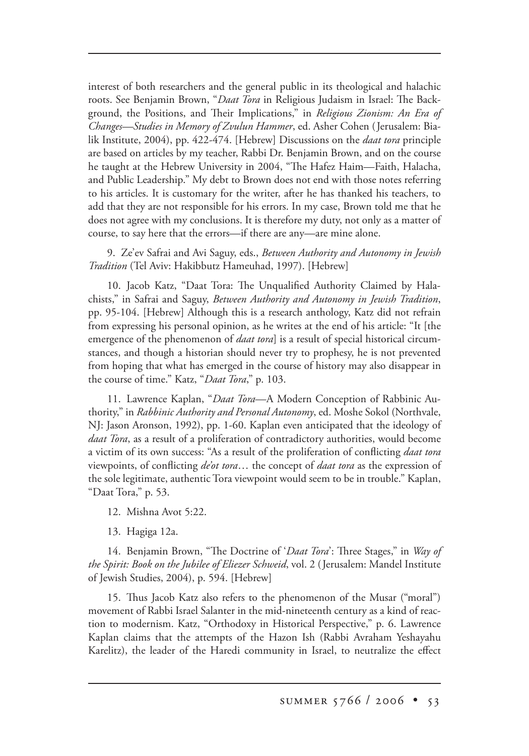interest of both researchers and the general public in its theological and halachic roots. See Benjamin Brown, "*Daat Tora* in Religious Judaism in Israel: The Background, the Positions, and Their Implications," in *Religious Zionism: An Era of Changes—Studies in Memory of Zvulun Hammer*, ed. Asher Cohen (Jerusalem: Bialik Institute, 2004), pp. 422-474. [Hebrew] Discussions on the *daat tora* principle are based on articles by my teacher, Rabbi Dr. Benjamin Brown, and on the course he taught at the Hebrew University in 2004, "The Hafez Haim—Faith, Halacha, and Public Leadership." My debt to Brown does not end with those notes referring to his articles. It is customary for the writer, after he has thanked his teachers, to add that they are not responsible for his errors. In my case, Brown told me that he does not agree with my conclusions. It is therefore my duty, not only as a matter of course, to say here that the errors—if there are any—are mine alone.

9. Ze'ev Safrai and Avi Saguy, eds., *Between Authority and Autonomy in Jewish Tradition* (Tel Aviv: Hakibbutz Hameuhad, 1997). [Hebrew]

10. Jacob Katz, "Daat Tora: The Unqualified Authority Claimed by Halachists," in Safrai and Saguy, *Between Authority and Autonomy in Jewish Tradition*, pp. 95-104. [Hebrew] Although this is a research anthology, Katz did not refrain from expressing his personal opinion, as he writes at the end of his article: "It [the emergence of the phenomenon of *daat tora*] is a result of special historical circumstances, and though a historian should never try to prophesy, he is not prevented from hoping that what has emerged in the course of history may also disappear in the course of time." Katz, "*Daat Tora*," p. 103.

11. Lawrence Kaplan, "*Daat Tora*—A Modern Conception of Rabbinic Authority," in *Rabbinic Authority and Personal Autonomy*, ed. Moshe Sokol (Northvale, NJ: Jason Aronson, 1992), pp. 1-60. Kaplan even anticipated that the ideology of *daat Tora*, as a result of a proliferation of contradictory authorities, would become a victim of its own success: "As a result of the proliferation of conflicting *daat tora* viewpoints, of conflicting *de'ot tora*… the concept of *daat tora* as the expression of the sole legitimate, authentic Tora viewpoint would seem to be in trouble." Kaplan, "Daat Tora," p. 53.

12. Mishna Avot 5:22.

13. Hagiga 12a.

14. Benjamin Brown, "The Doctrine of '*Daat Tora*': Three Stages," in *Way of the Spirit: Book on the Jubilee of Eliezer Schweid*, vol. 2 (Jerusalem: Mandel Institute of Jewish Studies, 2004), p. 594. [Hebrew]

15. Thus Jacob Katz also refers to the phenomenon of the Musar ("moral") movement of Rabbi Israel Salanter in the mid-nineteenth century as a kind of reaction to modernism. Katz, "Orthodoxy in Historical Perspective," p. 6. Lawrence Kaplan claims that the attempts of the Hazon Ish (Rabbi Avraham Yeshayahu Karelitz), the leader of the Haredi community in Israel, to neutralize the effect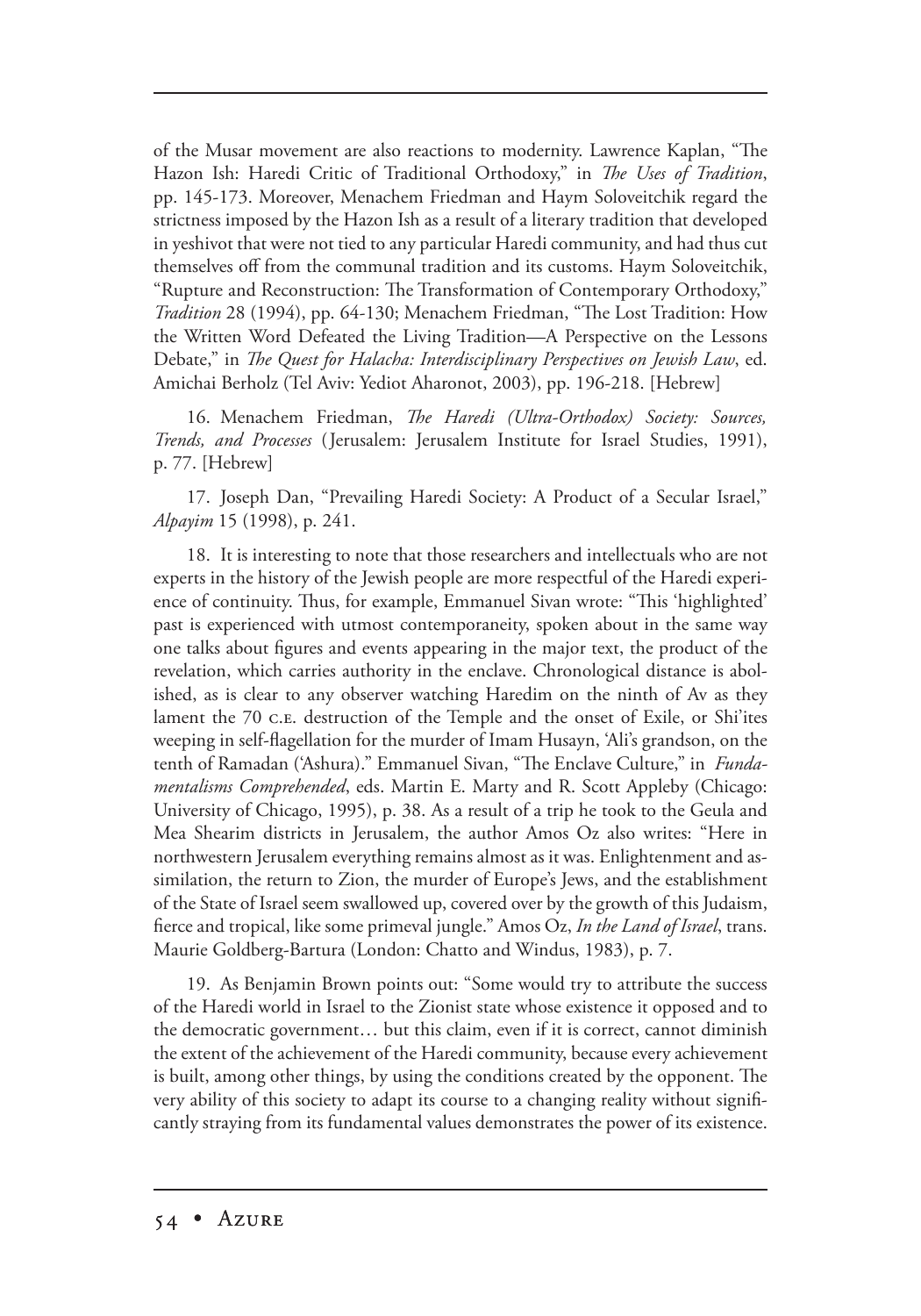of the Musar movement are also reactions to modernity. Lawrence Kaplan, "The Hazon Ish: Haredi Critic of Traditional Orthodoxy," in *The Uses of Tradition*, pp. 145-173. Moreover, Menachem Friedman and Haym Soloveitchik regard the strictness imposed by the Hazon Ish as a result of a literary tradition that developed in yeshivot that were not tied to any particular Haredi community, and had thus cut themselves off from the communal tradition and its customs. Haym Soloveitchik, "Rupture and Reconstruction: The Transformation of Contemporary Orthodoxy," *Tradition* 28 (1994), pp. 64-130; Menachem Friedman, "The Lost Tradition: How the Written Word Defeated the Living Tradition—A Perspective on the Lessons Debate," in *The Quest for Halacha: Interdisciplinary Perspectives on Jewish Law*, ed. Amichai Berholz (Tel Aviv: Yediot Aharonot, 2003), pp. 196-218. [Hebrew]

16. Menachem Friedman, *The Haredi (Ultra-Orthodox) Society: Sources, Trends, and Processes* (Jerusalem: Jerusalem Institute for Israel Studies, 1991), p. 77. [Hebrew]

17. Joseph Dan, "Prevailing Haredi Society: A Product of a Secular Israel," *Alpayim* 15 (1998), p. 241.

18. It is interesting to note that those researchers and intellectuals who are not experts in the history of the Jewish people are more respectful of the Haredi experience of continuity. Thus, for example, Emmanuel Sivan wrote: "This 'highlighted' past is experienced with utmost contemporaneity, spoken about in the same way one talks about figures and events appearing in the major text, the product of the revelation, which carries authority in the enclave. Chronological distance is abolished, as is clear to any observer watching Haredim on the ninth of Av as they lament the 70 C.E. destruction of the Temple and the onset of Exile, or Shi'ites weeping in self-flagellation for the murder of Imam Husayn, 'Ali's grandson, on the tenth of Ramadan ('Ashura)." Emmanuel Sivan, "The Enclave Culture," in *Fundamentalisms Comprehended*, eds. Martin E. Marty and R. Scott Appleby (Chicago: University of Chicago, 1995), p. 38. As a result of a trip he took to the Geula and Mea Shearim districts in Jerusalem, the author Amos Oz also writes: "Here in northwestern Jerusalem everything remains almost as it was. Enlightenment and assimilation, the return to Zion, the murder of Europe's Jews, and the establishment of the State of Israel seem swallowed up, covered over by the growth of this Judaism, fierce and tropical, like some primeval jungle." Amos Oz, *In the Land of Israel*, trans. Maurie Goldberg-Bartura (London: Chatto and Windus, 1983), p. 7.

19. As Benjamin Brown points out: "Some would try to attribute the success of the Haredi world in Israel to the Zionist state whose existence it opposed and to the democratic government… but this claim, even if it is correct, cannot diminish the extent of the achievement of the Haredi community, because every achievement is built, among other things, by using the conditions created by the opponent. The very ability of this society to adapt its course to a changing reality without significantly straying from its fundamental values demonstrates the power of its existence.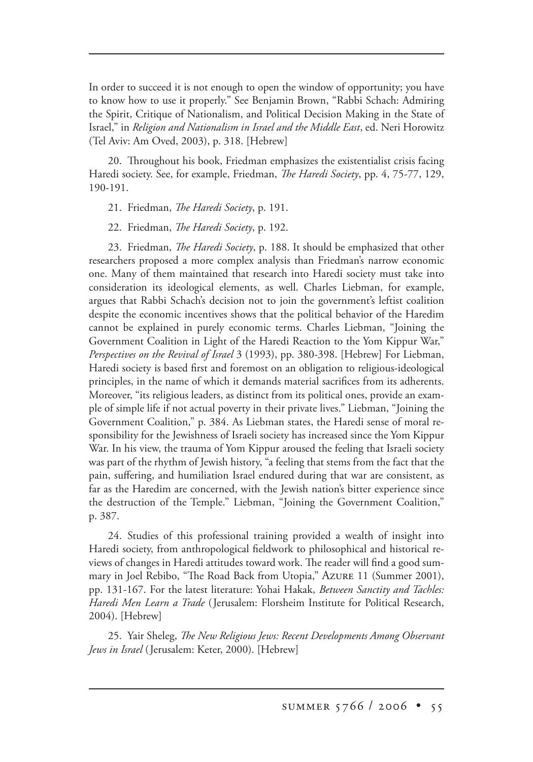In order to succeed it is not enough to open the window of opportunity; you have to know how to use it properly." See Benjamin Brown, "Rabbi Schach: Admiring the Spirit, Critique of Nationalism, and Political Decision Making in the State of Israel," in *Religion and Nationalism in Israel and the Middle East*, ed. Neri Horowitz (Tel Aviv: Am Oved, 2003), p. 318. [Hebrew]

20. Throughout his book, Friedman emphasizes the existentialist crisis facing Haredi society. See, for example, Friedman, *The Haredi Society*, pp. 4, 75-77, 129, 190-191.

21. Friedman, *The Haredi Society*, p. 191.

22. Friedman, *The Haredi Society*, p. 192.

23. Friedman, *The Haredi Society*, p. 188. It should be emphasized that other researchers proposed a more complex analysis than Friedman's narrow economic one. Many of them maintained that research into Haredi society must take into consideration its ideological elements, as well. Charles Liebman, for example, argues that Rabbi Schach's decision not to join the government's leftist coalition despite the economic incentives shows that the political behavior of the Haredim cannot be explained in purely economic terms. Charles Liebman, "Joining the Government Coalition in Light of the Haredi Reaction to the Yom Kippur War," *Perspectives on the Revival of Israel* 3 (1993), pp. 380-398. [Hebrew] For Liebman, Haredi society is based first and foremost on an obligation to religious-ideological principles, in the name of which it demands material sacrifices from its adherents. Moreover, "its religious leaders, as distinct from its political ones, provide an example of simple life if not actual poverty in their private lives." Liebman, "Joining the Government Coalition," p. 384. As Liebman states, the Haredi sense of moral responsibility for the Jewishness of Israeli society has increased since the Yom Kippur War. In his view, the trauma of Yom Kippur aroused the feeling that Israeli society was part of the rhythm of Jewish history, "a feeling that stems from the fact that the pain, suffering, and humiliation Israel endured during that war are consistent, as far as the Haredim are concerned, with the Jewish nation's bitter experience since the destruction of the Temple." Liebman, "Joining the Government Coalition," p. 387.

24. Studies of this professional training provided a wealth of insight into Haredi society, from anthropological fieldwork to philosophical and historical reviews of changes in Haredi attitudes toward work. The reader will find a good summary in Joel Rebibo, "The Road Back from Utopia," Azure 11 (Summer 2001), pp. 131-167. For the latest literature: Yohai Hakak, *Between Sanctity and Tachles: Haredi Men Learn a Trade* (Jerusalem: Florsheim Institute for Political Research, 2004). [Hebrew]

25. Yair Sheleg, *The New Religious Jews: Recent Developments Among Observant Jews in Israel* (Jerusalem: Keter, 2000). [Hebrew]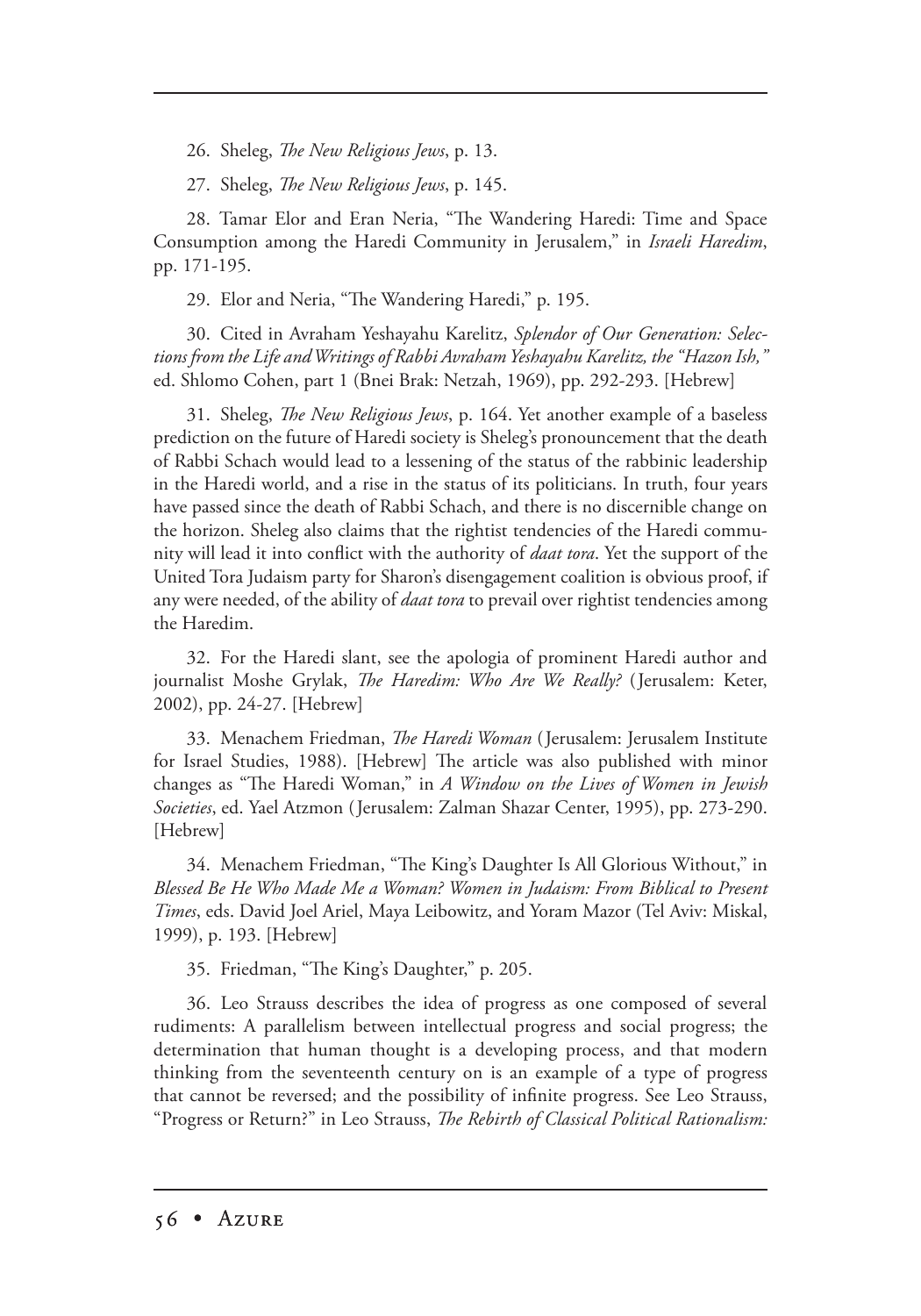26. Sheleg, *The New Religious Jews*, p. 13.

27. Sheleg, *The New Religious Jews*, p. 145.

28. Tamar Elor and Eran Neria, "The Wandering Haredi: Time and Space Consumption among the Haredi Community in Jerusalem," in *Israeli Haredim*, pp. 171-195.

29. Elor and Neria, "The Wandering Haredi," p. 195.

30. Cited in Avraham Yeshayahu Karelitz, *Splendor of Our Generation: Selections from the Life and Writings of Rabbi Avraham Yeshayahu Karelitz, the "Hazon Ish,"* ed. Shlomo Cohen, part 1 (Bnei Brak: Netzah, 1969), pp. 292-293. [Hebrew]

31. Sheleg, *The New Religious Jews*, p. 164. Yet another example of a baseless prediction on the future of Haredi society is Sheleg's pronouncement that the death of Rabbi Schach would lead to a lessening of the status of the rabbinic leadership in the Haredi world, and a rise in the status of its politicians. In truth, four years have passed since the death of Rabbi Schach, and there is no discernible change on the horizon. Sheleg also claims that the rightist tendencies of the Haredi community will lead it into conflict with the authority of *daat tora*. Yet the support of the United Tora Judaism party for Sharon's disengagement coalition is obvious proof, if any were needed, of the ability of *daat tora* to prevail over rightist tendencies among the Haredim.

32. For the Haredi slant, see the apologia of prominent Haredi author and journalist Moshe Grylak, *The Haredim: Who Are We Really?* (Jerusalem: Keter, 2002), pp. 24-27. [Hebrew]

33. Menachem Friedman, *The Haredi Woman* (Jerusalem: Jerusalem Institute for Israel Studies, 1988). [Hebrew] The article was also published with minor changes as "The Haredi Woman," in *A Window on the Lives of Women in Jewish Societies*, ed. Yael Atzmon (Jerusalem: Zalman Shazar Center, 1995), pp. 273-290. [Hebrew]

34. Menachem Friedman, "The King's Daughter Is All Glorious Without," in *Blessed Be He Who Made Me a Woman? Women in Judaism: From Biblical to Present Times*, eds. David Joel Ariel, Maya Leibowitz, and Yoram Mazor (Tel Aviv: Miskal, 1999), p. 193. [Hebrew]

35. Friedman, "The King's Daughter," p. 205.

36. Leo Strauss describes the idea of progress as one composed of several rudiments: A parallelism between intellectual progress and social progress; the determination that human thought is a developing process, and that modern thinking from the seventeenth century on is an example of a type of progress that cannot be reversed; and the possibility of infinite progress. See Leo Strauss, "Progress or Return?" in Leo Strauss, *The Rebirth of Classical Political Rationalism:*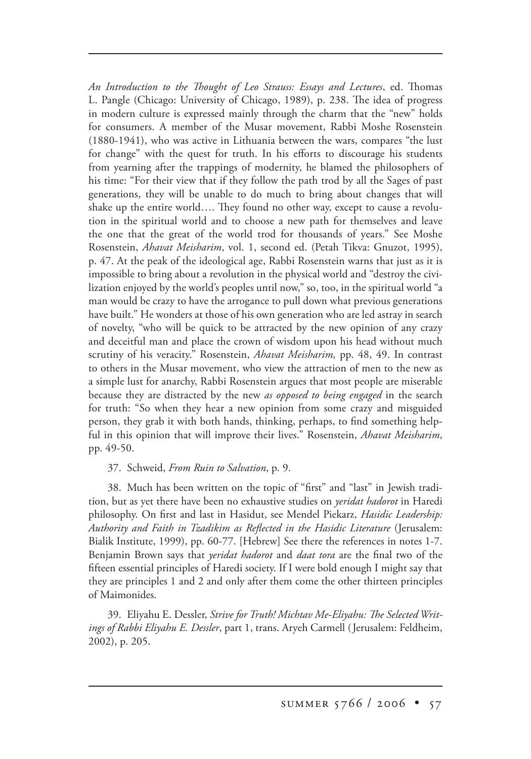*An Introduction to the Thought of Leo Strauss: Essays and Lectures*, ed. Thomas L. Pangle (Chicago: University of Chicago, 1989), p. 238. The idea of progress in modern culture is expressed mainly through the charm that the "new" holds for consumers. A member of the Musar movement, Rabbi Moshe Rosenstein (1880-1941), who was active in Lithuania between the wars, compares "the lust for change" with the quest for truth. In his efforts to discourage his students from yearning after the trappings of modernity, he blamed the philosophers of his time: "For their view that if they follow the path trod by all the Sages of past generations, they will be unable to do much to bring about changes that will shake up the entire world…. They found no other way, except to cause a revolution in the spiritual world and to choose a new path for themselves and leave the one that the great of the world trod for thousands of years." See Moshe Rosenstein, *Ahavat Meisharim*, vol. 1, second ed. (Petah Tikva: Gnuzot, 1995), p. 47. At the peak of the ideological age, Rabbi Rosenstein warns that just as it is impossible to bring about a revolution in the physical world and "destroy the civilization enjoyed by the world's peoples until now," so, too, in the spiritual world "a man would be crazy to have the arrogance to pull down what previous generations have built." He wonders at those of his own generation who are led astray in search of novelty, "who will be quick to be attracted by the new opinion of any crazy and deceitful man and place the crown of wisdom upon his head without much scrutiny of his veracity." Rosenstein, *Ahavat Meisharim,* pp. 48, 49. In contrast to others in the Musar movement, who view the attraction of men to the new as a simple lust for anarchy, Rabbi Rosenstein argues that most people are miserable because they are distracted by the new *as opposed to being engaged* in the search for truth: "So when they hear a new opinion from some crazy and misguided person, they grab it with both hands, thinking, perhaps, to find something helpful in this opinion that will improve their lives." Rosenstein, *Ahavat Meisharim*, pp. 49-50.

37. Schweid, *From Ruin to Salvation*, p. 9.

38. Much has been written on the topic of "first" and "last" in Jewish tradition, but as yet there have been no exhaustive studies on *yeridat hadorot* in Haredi philosophy. On first and last in Hasidut, see Mendel Piekarz, *Hasidic Leadership: Authority and Faith in Tzadikim as Reflected in the Hasidic Literature* (Jerusalem: Bialik Institute, 1999), pp. 60-77. [Hebrew] See there the references in notes 1-7. Benjamin Brown says that *yeridat hadorot* and *daat tora* are the final two of the fifteen essential principles of Haredi society. If I were bold enough I might say that they are principles 1 and 2 and only after them come the other thirteen principles of Maimonides.

39. Eliyahu E. Dessler, *Strive for Truth! Michtav Me-Eliyahu: The Selected Writings of Rabbi Eliyahu E. Dessler*, part 1, trans. Aryeh Carmell (Jerusalem: Feldheim, 2002), p. 205.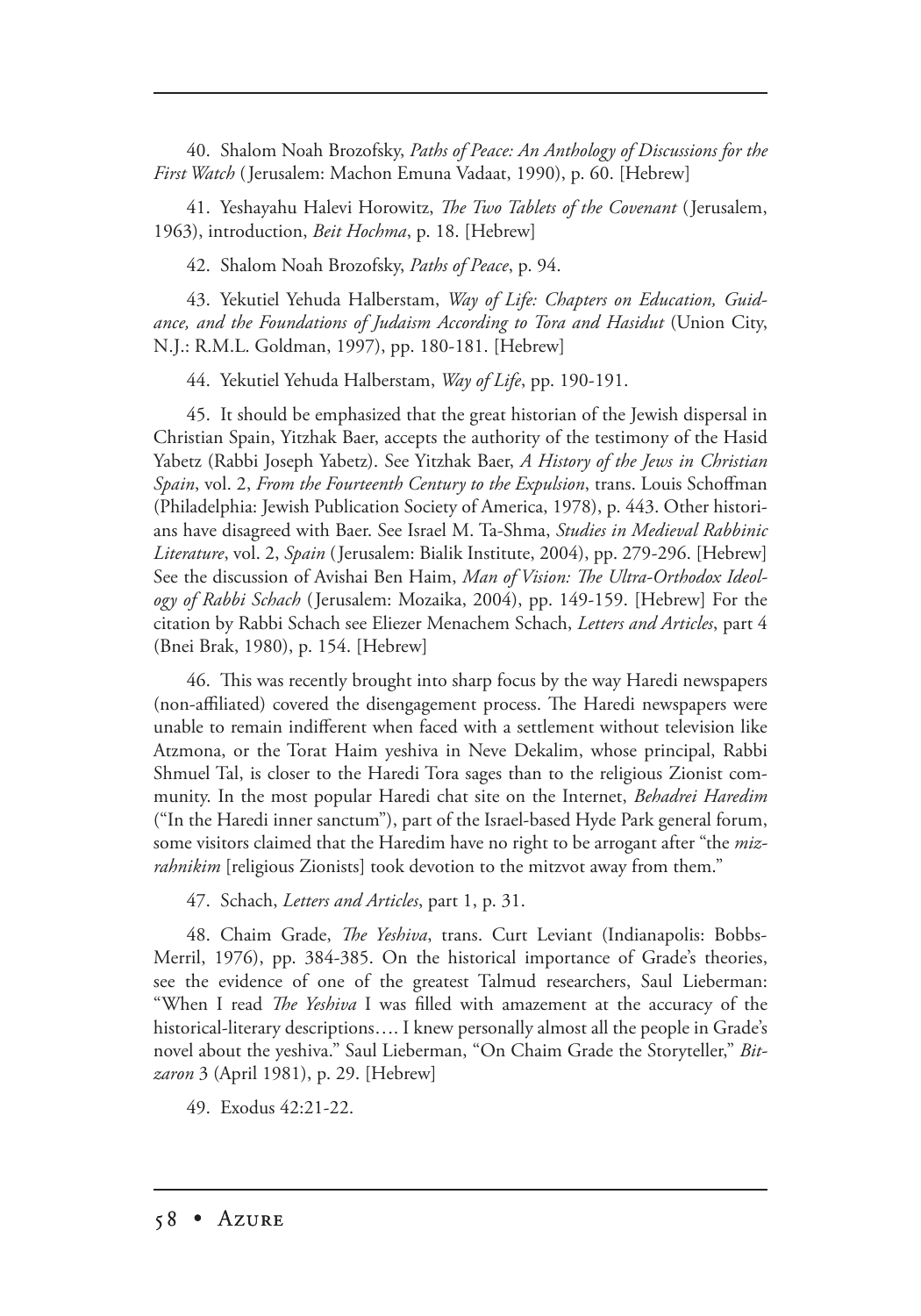40. Shalom Noah Brozofsky, *Paths of Peace: An Anthology of Discussions for the First Watch* (Jerusalem: Machon Emuna Vadaat, 1990), p. 60. [Hebrew]

41. Yeshayahu Halevi Horowitz, *The Two Tablets of the Covenant* (Jerusalem, 1963), introduction, *Beit Hochma*, p. 18. [Hebrew]

42. Shalom Noah Brozofsky, *Paths of Peace*, p. 94.

43. Yekutiel Yehuda Halberstam, *Way of Life: Chapters on Education, Guidance, and the Foundations of Judaism According to Tora and Hasidut* (Union City, N.J.: R.M.L. Goldman, 1997), pp. 180-181. [Hebrew]

44. Yekutiel Yehuda Halberstam, *Way of Life*, pp. 190-191.

45. It should be emphasized that the great historian of the Jewish dispersal in Christian Spain, Yitzhak Baer, accepts the authority of the testimony of the Hasid Yabetz (Rabbi Joseph Yabetz). See Yitzhak Baer, *A History of the Jews in Christian Spain*, vol. 2, *From the Fourteenth Century to the Expulsion*, trans. Louis Schoffman (Philadelphia: Jewish Publication Society of America, 1978), p. 443. Other historians have disagreed with Baer. See Israel M. Ta-Shma, *Studies in Medieval Rabbinic Literature*, vol. 2, *Spain* (Jerusalem: Bialik Institute, 2004), pp. 279-296. [Hebrew] See the discussion of Avishai Ben Haim, *Man of Vision: The Ultra-Orthodox Ideology of Rabbi Schach* (Jerusalem: Mozaika, 2004), pp. 149-159. [Hebrew] For the citation by Rabbi Schach see Eliezer Menachem Schach, *Letters and Articles*, part 4 (Bnei Brak, 1980), p. 154. [Hebrew]

46. This was recently brought into sharp focus by the way Haredi newspapers (non-affiliated) covered the disengagement process. The Haredi newspapers were unable to remain indifferent when faced with a settlement without television like Atzmona, or the Torat Haim yeshiva in Neve Dekalim, whose principal, Rabbi Shmuel Tal, is closer to the Haredi Tora sages than to the religious Zionist community. In the most popular Haredi chat site on the Internet, *Behadrei Haredim* ("In the Haredi inner sanctum"), part of the Israel-based Hyde Park general forum, some visitors claimed that the Haredim have no right to be arrogant after "the *mizrahnikim* [religious Zionists] took devotion to the mitzvot away from them."

47. Schach, *Letters and Articles*, part 1, p. 31.

48. Chaim Grade, *The Yeshiva*, trans. Curt Leviant (Indianapolis: Bobbs-Merril, 1976), pp. 384-385. On the historical importance of Grade's theories, see the evidence of one of the greatest Talmud researchers, Saul Lieberman: "When I read *The Yeshiva* I was filled with amazement at the accuracy of the historical-literary descriptions…. I knew personally almost all the people in Grade's novel about the yeshiva." Saul Lieberman, "On Chaim Grade the Storyteller," *Bitzaron* 3 (April 1981), p. 29. [Hebrew]

49. Exodus 42:21-22.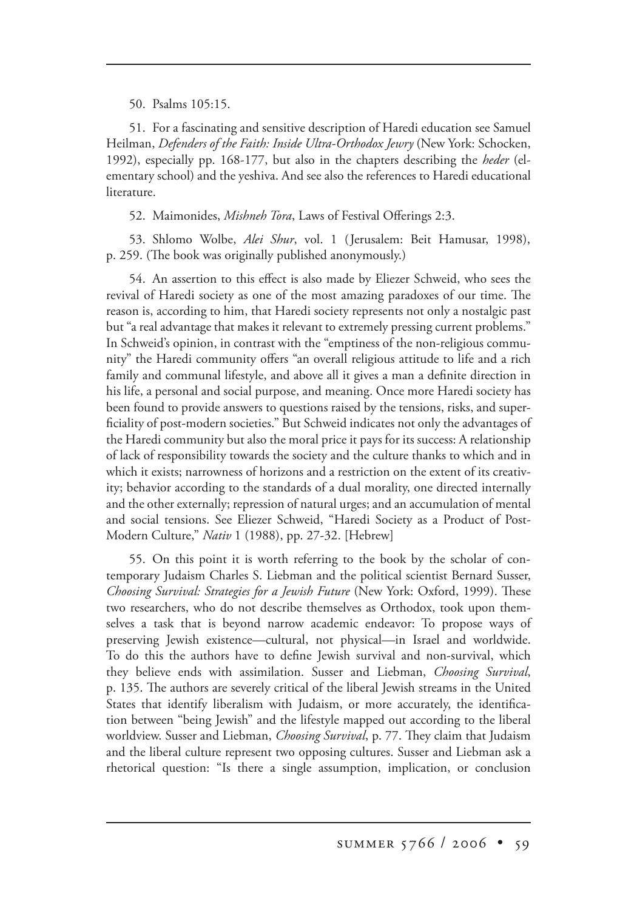50. Psalms 105:15.

51. For a fascinating and sensitive description of Haredi education see Samuel Heilman, *Defenders of the Faith: Inside Ultra-Orthodox Jewry* (New York: Schocken, 1992), especially pp. 168-177, but also in the chapters describing the *heder* (elementary school) and the yeshiva. And see also the references to Haredi educational literature.

52. Maimonides, *Mishneh Tora*, Laws of Festival Offerings 2:3.

53. Shlomo Wolbe, *Alei Shur*, vol. 1 (Jerusalem: Beit Hamusar, 1998), p. 259. (The book was originally published anonymously.)

54. An assertion to this effect is also made by Eliezer Schweid, who sees the revival of Haredi society as one of the most amazing paradoxes of our time. The reason is, according to him, that Haredi society represents not only a nostalgic past but "a real advantage that makes it relevant to extremely pressing current problems." In Schweid's opinion, in contrast with the "emptiness of the non-religious community" the Haredi community offers "an overall religious attitude to life and a rich family and communal lifestyle, and above all it gives a man a definite direction in his life, a personal and social purpose, and meaning. Once more Haredi society has been found to provide answers to questions raised by the tensions, risks, and superficiality of post-modern societies." But Schweid indicates not only the advantages of the Haredi community but also the moral price it pays for its success: A relationship of lack of responsibility towards the society and the culture thanks to which and in which it exists; narrowness of horizons and a restriction on the extent of its creativity; behavior according to the standards of a dual morality, one directed internally and the other externally; repression of natural urges; and an accumulation of mental and social tensions. See Eliezer Schweid, "Haredi Society as a Product of Post-Modern Culture," *Nativ* 1 (1988), pp. 27-32. [Hebrew]

55. On this point it is worth referring to the book by the scholar of contemporary Judaism Charles S. Liebman and the political scientist Bernard Susser, *Choosing Survival: Strategies for a Jewish Future* (New York: Oxford, 1999). These two researchers, who do not describe themselves as Orthodox, took upon themselves a task that is beyond narrow academic endeavor: To propose ways of preserving Jewish existence—cultural, not physical—in Israel and worldwide. To do this the authors have to define Jewish survival and non-survival, which they believe ends with assimilation. Susser and Liebman, *Choosing Survival*, p. 135. The authors are severely critical of the liberal Jewish streams in the United States that identify liberalism with Judaism, or more accurately, the identification between "being Jewish" and the lifestyle mapped out according to the liberal worldview. Susser and Liebman, *Choosing Survival*, p. 77. They claim that Judaism and the liberal culture represent two opposing cultures. Susser and Liebman ask a rhetorical question: "Is there a single assumption, implication, or conclusion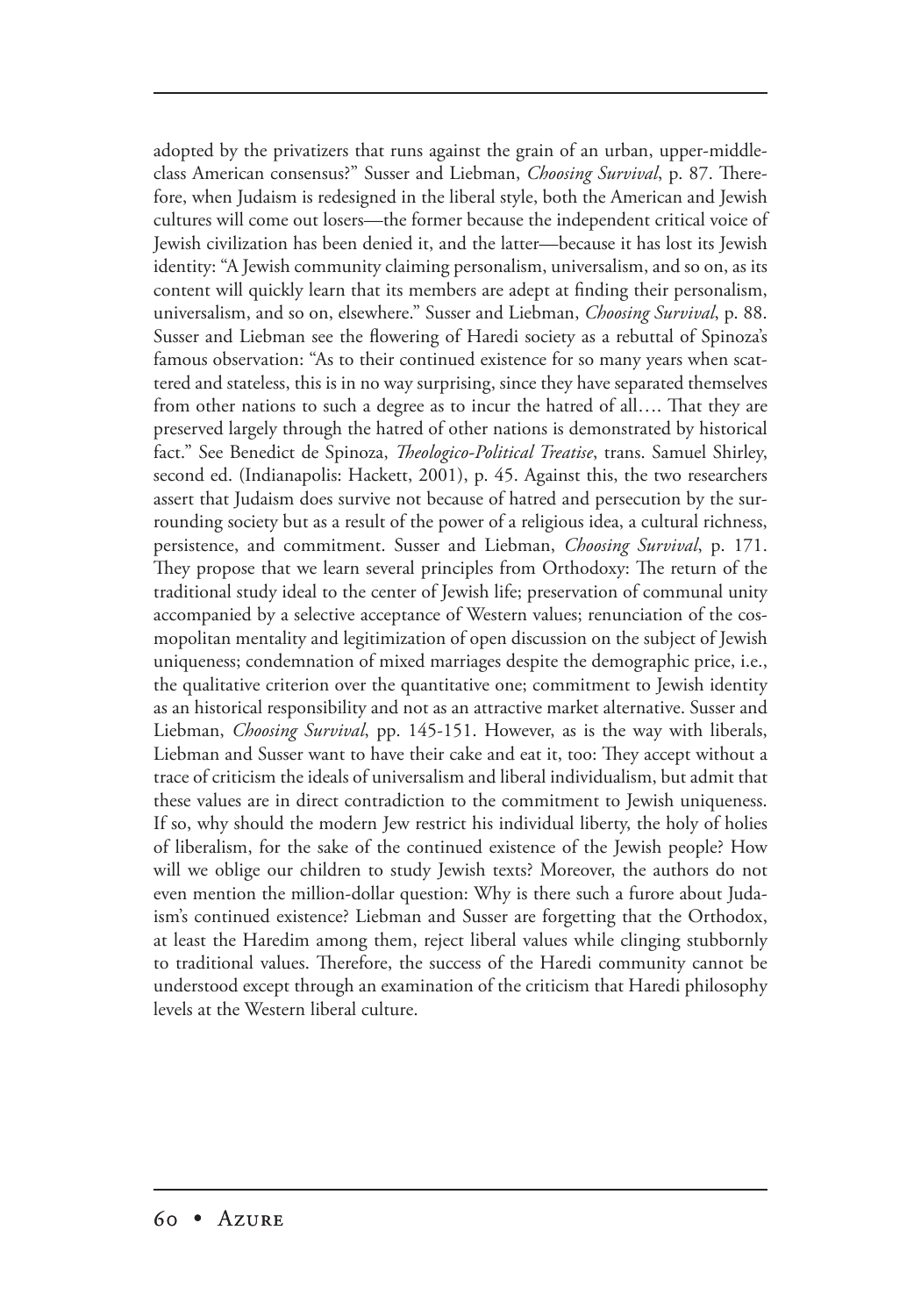adopted by the privatizers that runs against the grain of an urban, upper-middle-class American consensus?" Susser and Liebman, *Choosing Survival*, p. 87. Therefore, when Judaism is redesigned in the liberal style, both the American and Jewish cultures will come out losers—the former because the independent critical voice of Jewish civilization has been denied it, and the latter—because it has lost its Jewish identity: "A Jewish community claiming personalism, universalism, and so on, as its content will quickly learn that its members are adept at finding their personalism, universalism, and so on, elsewhere." Susser and Liebman, *Choosing Survival*, p. 88. Susser and Liebman see the flowering of Haredi society as a rebuttal of Spinoza's famous observation: "As to their continued existence for so many years when scattered and stateless, this is in no way surprising, since they have separated themselves from other nations to such a degree as to incur the hatred of all…. That they are preserved largely through the hatred of other nations is demonstrated by historical fact." See Benedict de Spinoza, *Theologico-Political Treatise*, trans. Samuel Shirley, second ed. (Indianapolis: Hackett, 2001), p. 45. Against this, the two researchers assert that Judaism does survive not because of hatred and persecution by the surrounding society but as a result of the power of a religious idea, a cultural richness, persistence, and commitment. Susser and Liebman, *Choosing Survival*, p. 171. They propose that we learn several principles from Orthodoxy: The return of the traditional study ideal to the center of Jewish life; preservation of communal unity accompanied by a selective acceptance of Western values; renunciation of the cosmopolitan mentality and legitimization of open discussion on the subject of Jewish uniqueness; condemnation of mixed marriages despite the demographic price, i.e., the qualitative criterion over the quantitative one; commitment to Jewish identity as an historical responsibility and not as an attractive market alternative. Susser and Liebman, *Choosing Survival*, pp. 145-151. However, as is the way with liberals, Liebman and Susser want to have their cake and eat it, too: They accept without a trace of criticism the ideals of universalism and liberal individualism, but admit that these values are in direct contradiction to the commitment to Jewish uniqueness. If so, why should the modern Jew restrict his individual liberty, the holy of holies of liberalism, for the sake of the continued existence of the Jewish people? How will we oblige our children to study Jewish texts? Moreover, the authors do not even mention the million-dollar question: Why is there such a furore about Judaism's continued existence? Liebman and Susser are forgetting that the Orthodox, at least the Haredim among them, reject liberal values while clinging stubbornly to traditional values. Therefore, the success of the Haredi community cannot be understood except through an examination of the criticism that Haredi philosophy levels at the Western liberal culture.